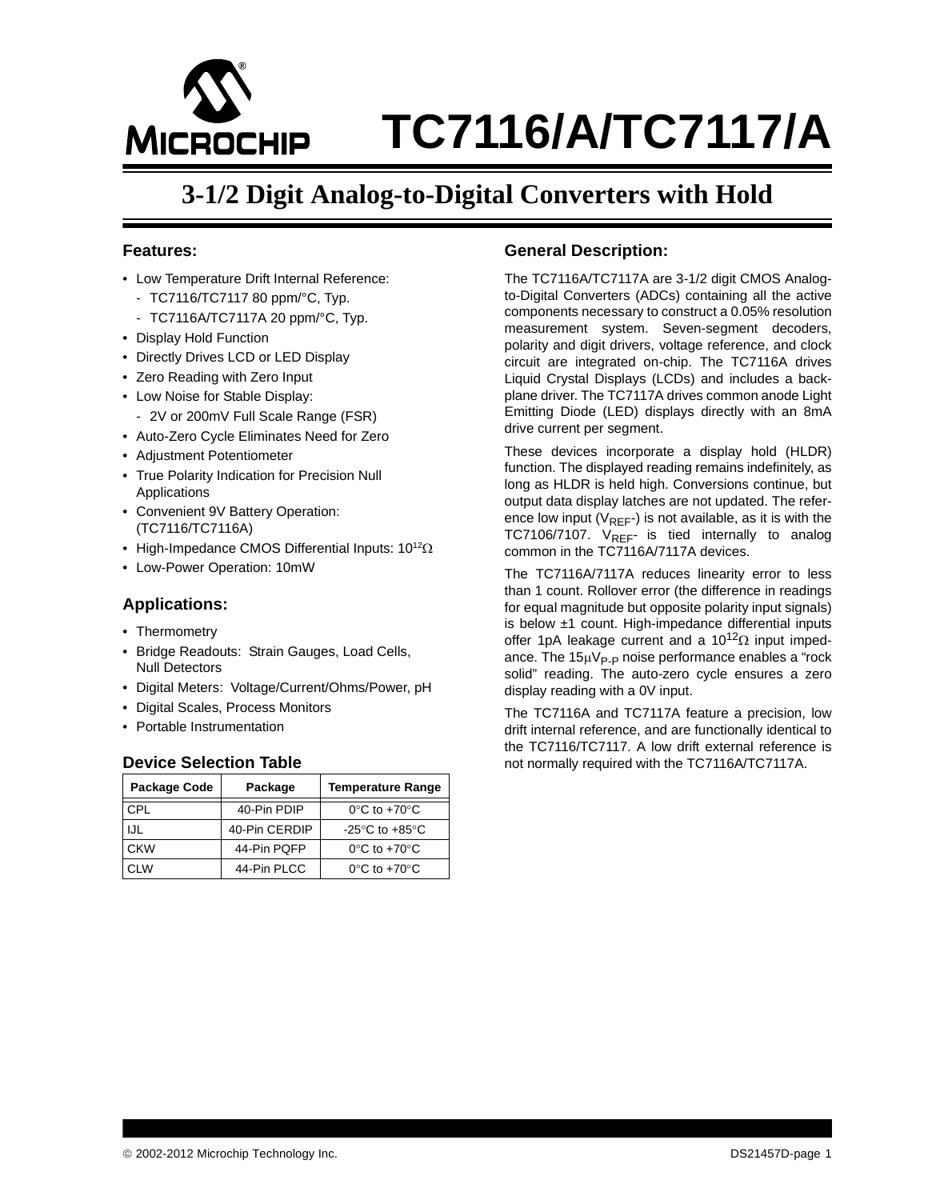# TC7116/A/TC7117/A

## 3-1/2 Digit Analog-to-Digital Converters with Hold

### Features:

- Low Temperature Drift Internal Reference:
  - TC7116/TC7117 80 ppm/°C, Typ.
  - TC7116A/TC7117A 20 ppm/°C, Typ.
- Display Hold Function
- Directly Drives LCD or LED Display
- Zero Reading with Zero Input
- Low Noise for Stable Display:
  - 2V or 200mV Full Scale Range (FSR)
- Auto-Zero Cycle Eliminates Need for Zero
- Adjustment Potentiometer
- True Polarity Indication for Precision Null Applications
- Convenient 9V Battery Operation: (TC7116/TC7116A)
- High-Impedance CMOS Differential Inputs: $10^{12}\Omega$
- Low-Power Operation: 10mW

### Applications:

- Thermometry
- Bridge Readouts: Strain Gauges, Load Cells, Null Detectors
- Digital Meters: Voltage/Current/Ohms/Power, pH
- Digital Scales, Process Monitors
- Portable Instrumentation

### Device Selection Table

| Package Code | Package | Temperature Range |
|---|---|---|
| CPL | 40-Pin PDIP | 0°C to +70°C |
| IJL | 40-Pin CERDIP | -25°C to +85°C |
| CKW | 44-Pin PQFP | 0°C to +70°C |
| CLW | 44-Pin PLCC | 0°C to +70°C |

### General Description:

The TC7116A/TC7117A are 3-1/2 digit CMOS Analog-to-Digital Converters (ADCs) containing all the active components necessary to construct a 0.05% resolution measurement system. Seven-segment decoders, polarity and digit drivers, voltage reference, and clock circuit are integrated on-chip. The TC7116A drives Liquid Crystal Displays (LCDs) and includes a back-plane driver. The TC7117A drives common anode Light Emitting Diode (LED) displays directly with an 8mA drive current per segment.

These devices incorporate a display hold (HLDR) function. The displayed reading remains indefinitely, as long as HLDR is held high. Conversions continue, but output data display latches are not updated. The reference low input ($V_{REF}$-) is not available, as it is with the TC7106/7107. $V_{REF}$- is tied internally to analog common in the TC7116A/7117A devices.

The TC7116A/7117A reduces linearity error to less than 1 count. Rollover error (the difference in readings for equal magnitude but opposite polarity input signals) is below ±1 count. High-impedance differential inputs offer 1pA leakage current and a $10^{12}\Omega$ input impedance. The $15\mu V_{P-P}$ noise performance enables a "rock solid" reading. The auto-zero cycle ensures a zero display reading with a 0V input.

The TC7116A and TC7117A feature a precision, low drift internal reference, and are functionally identical to the TC7116/TC7117. A low drift external reference is not normally required with the TC7116A/TC7117A.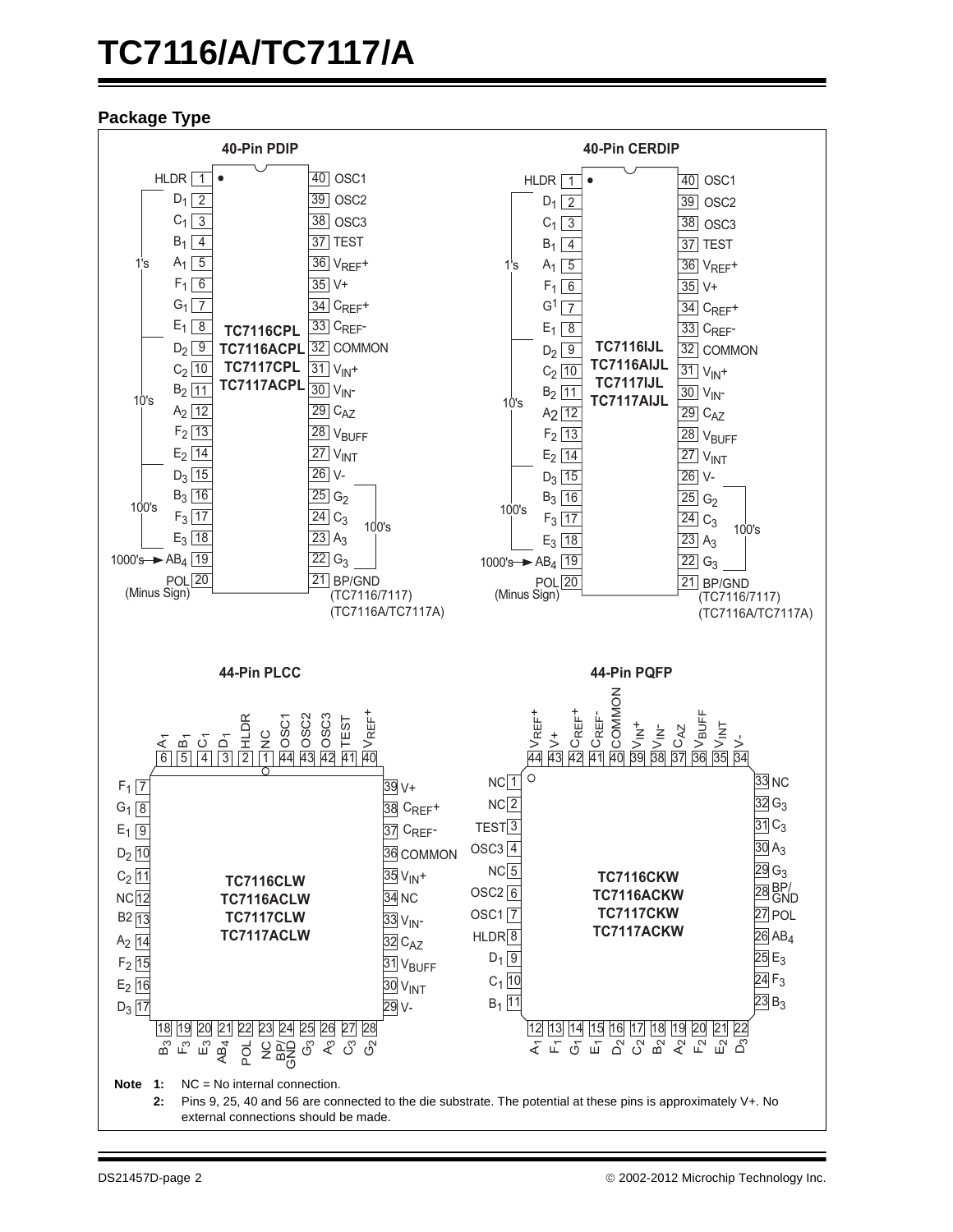## Package Type

### 40-Pin PDIP

Part numbers: TC7116CPL, TC7116ACPL, TC7117CPL, TC7117ACPL

| Pin | Function | Pin | Function |
|---|---|---|---|
| 1 | HLDR | 40 | OSC1 |
| 2 | $D_1$ (1's) | 39 | OSC2 |
| 3 | $C_1$ (1's) | 38 | OSC3 |
| 4 | $B_1$ (1's) | 37 | TEST |
| 5 | $A_1$ (1's) | 36 | $V_{REF}+$ |
| 6 | $F_1$ (1's) | 35 | V+ |
| 7 | $G_1$ (1's) | 34 | $C_{REF}+$ |
| 8 | $E_1$ (1's) | 33 | $C_{REF}-$ |
| 9 | $D_2$ (10's) | 32 | COMMON |
| 10 | $C_2$ (10's) | 31 | $V_{IN}+$ |
| 11 | $B_2$ (10's) | 30 | $V_{IN}-$ |
| 12 | $A_2$ (10's) | 29 | $C_{AZ}$ |
| 13 | $F_2$ (10's) | 28 | $V_{BUFF}$ |
| 14 | $E_2$ (10's) | 27 | $V_{INT}$ |
| 15 | $D_3$ (100's) | 26 | V- |
| 16 | $B_3$ (100's) | 25 | $G_2$ |
| 17 | $F_3$ (100's) | 24 | $C_3$ (100's) |
| 18 | $E_3$ (100's) | 23 | $A_3$ (100's) |
| 19 | $AB_4$ (1000's) | 22 | $G_3$ (100's) |
| 20 | POL (Minus Sign) | 21 | BP/GND (TC7116/7117) (TC7116A/TC7117A) |

### 40-Pin CERDIP

Part numbers: TC7116IJL, TC7116AIJL, TC7117IJL, TC7117AIJL

| Pin | Function | Pin | Function |
|---|---|---|---|
| 1 | HLDR | 40 | OSC1 |
| 2 | $D_1$ (1's) | 39 | OSC2 |
| 3 | $C_1$ (1's) | 38 | OSC3 |
| 4 | $B_1$ (1's) | 37 | TEST |
| 5 | $A_1$ (1's) | 36 | $V_{REF}+$ |
| 6 | $F_1$ (1's) | 35 | V+ |
| 7 | $G_1$ (1's) | 34 | $C_{REF}+$ |
| 8 | $E_1$ (1's) | 33 | $C_{REF}-$ |
| 9 | $D_2$ (10's) | 32 | COMMON |
| 10 | $C_2$ (10's) | 31 | $V_{IN}+$ |
| 11 | $B_2$ (10's) | 30 | $V_{IN}-$ |
| 12 | $A_2$ (10's) | 29 | $C_{AZ}$ |
| 13 | $F_2$ (10's) | 28 | $V_{BUFF}$ |
| 14 | $E_2$ (10's) | 27 | $V_{INT}$ |
| 15 | $D_3$ (100's) | 26 | V- |
| 16 | $B_3$ (100's) | 25 | $G_2$ |
| 17 | $F_3$ (100's) | 24 | $C_3$ (100's) |
| 18 | $E_3$ (100's) | 23 | $A_3$ (100's) |
| 19 | $AB_4$ (1000's) | 22 | $G_3$ (100's) |
| 20 | POL (Minus Sign) | 21 | BP/GND (TC7116/7117) (TC7116A/TC7117A) |

### 44-Pin PLCC

Part numbers: TC7116CLW, TC7116ACLW, TC7117CLW, TC7117ACLW

| Pin | Function | Pin | Function |
|---|---|---|---|
| 1 | NC | 23 | NC |
| 2 | HLDR | 24 | BP/GND |
| 3 | $D_1$ | 25 | $G_3$ |
| 4 | $C_1$ | 26 | $A_3$ |
| 5 | $B_1$ | 27 | $C_3$ |
| 6 | $A_1$ | 28 | $G_2$ |
| 7 | $F_1$ | 29 | V- |
| 8 | $G_1$ | 30 | $V_{INT}$ |
| 9 | $E_1$ | 31 | $V_{BUFF}$ |
| 10 | $D_2$ | 32 | $C_{AZ}$ |
| 11 | $C_2$ | 33 | $V_{IN}-$ |
| 12 | NC | 34 | NC |
| 13 | B2 | 35 | $V_{IN}+$ |
| 14 | $A_2$ | 36 | COMMON |
| 15 | $F_2$ | 37 | $C_{REF}-$ |
| 16 | $E_2$ | 38 | $C_{REF}+$ |
| 17 | $D_3$ | 39 | V+ |
| 18 | $B_3$ | 40 | $V_{REF}+$ |
| 19 | $F_3$ | 41 | TEST |
| 20 | $E_3$ | 42 | OSC3 |
| 21 | $AB_4$ | 43 | OSC2 |
| 22 | POL | 44 | OSC1 |

### 44-Pin PQFP

Part numbers: TC7116CKW, TC7116ACKW, TC7117CKW, TC7117ACKW

| Pin | Function | Pin | Function |
|---|---|---|---|
| 1 | NC | 23 | $B_3$ |
| 2 | NC | 24 | $F_3$ |
| 3 | TEST | 25 | $E_3$ |
| 4 | OSC3 | 26 | $AB_4$ |
| 5 | NC | 27 | POL |
| 6 | OSC2 | 28 | BP/GND |
| 7 | OSC1 | 29 | $G_3$ |
| 8 | HLDR | 30 | $A_3$ |
| 9 | $D_1$ | 31 | $C_3$ |
| 10 | $C_1$ | 32 | $G_3$ |
| 11 | $B_1$ | 33 | NC |
| 12 | $A_1$ | 34 | V- |
| 13 | $F_1$ | 35 | $V_{INT}$ |
| 14 | $G_1$ | 36 | $V_{BUFF}$ |
| 15 | $E_1$ | 37 | $C_{AZ}$ |
| 16 | $D_2$ | 38 | $V_{IN}-$ |
| 17 | $C_2$ | 39 | $V_{IN}+$ |
| 18 | $B_2$ | 40 | COMMON |
| 19 | $A_2$ | 41 | $C_{REF}-$ |
| 20 | $F_2$ | 42 | $C_{REF}+$ |
| 21 | $E_2$ | 43 | V+ |
| 22 | $D_3$ | 44 | $V_{REF}+$ |

**Note 1:** NC = No internal connection.

**2:** Pins 9, 25, 40 and 56 are connected to the die substrate. The potential at these pins is approximately V+. No external connections should be made.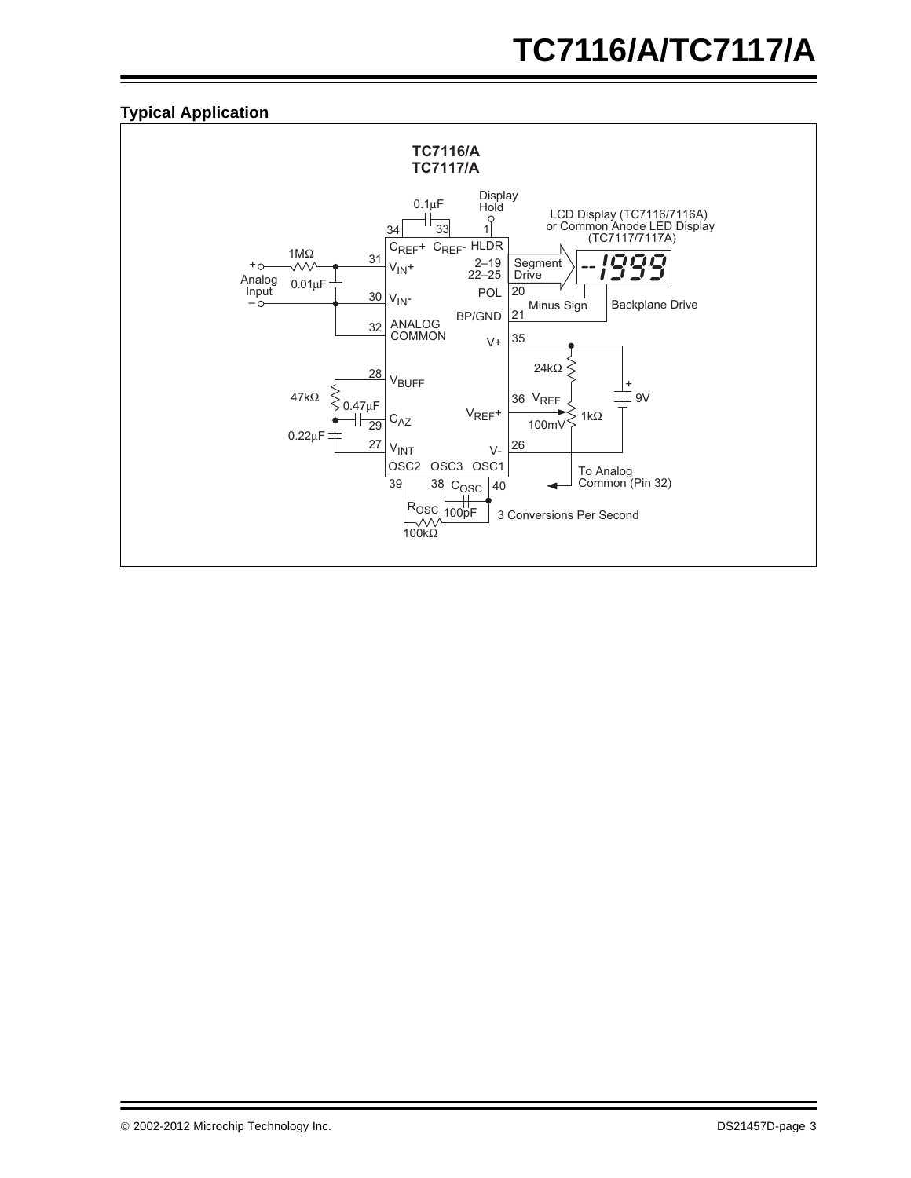## Typical Application

TC7116/A
TC7117/A

0.1µF

Display Hold

LCD Display (TC7116/7116A) or Common Anode LED Display (TC7117/7117A)

34 33 1

$C_{REF}$+ $C_{REF}$- HLDR

1MΩ

31 $V_{IN}$+

2–19
22–25

Segment Drive

-1999

+ Analog Input −

0.01µF

30 $V_{IN}$-

POL 20

Minus Sign

Backplane Drive

BP/GND 21

32 ANALOG COMMON

V+ 35

24kΩ

28 $V_{BUFF}$

+ 9V

47kΩ

0.47µF

36 $V_{REF}$

$V_{REF}$+

1kΩ

29 $C_{AZ}$

100mV

0.22µF

27 $V_{INT}$

V- 26

OSC2 OSC3 OSC1

To Analog Common (Pin 32)

39 38 $C_{OSC}$ 40

$R_{OSC}$ 100pF

3 Conversions Per Second

100kΩ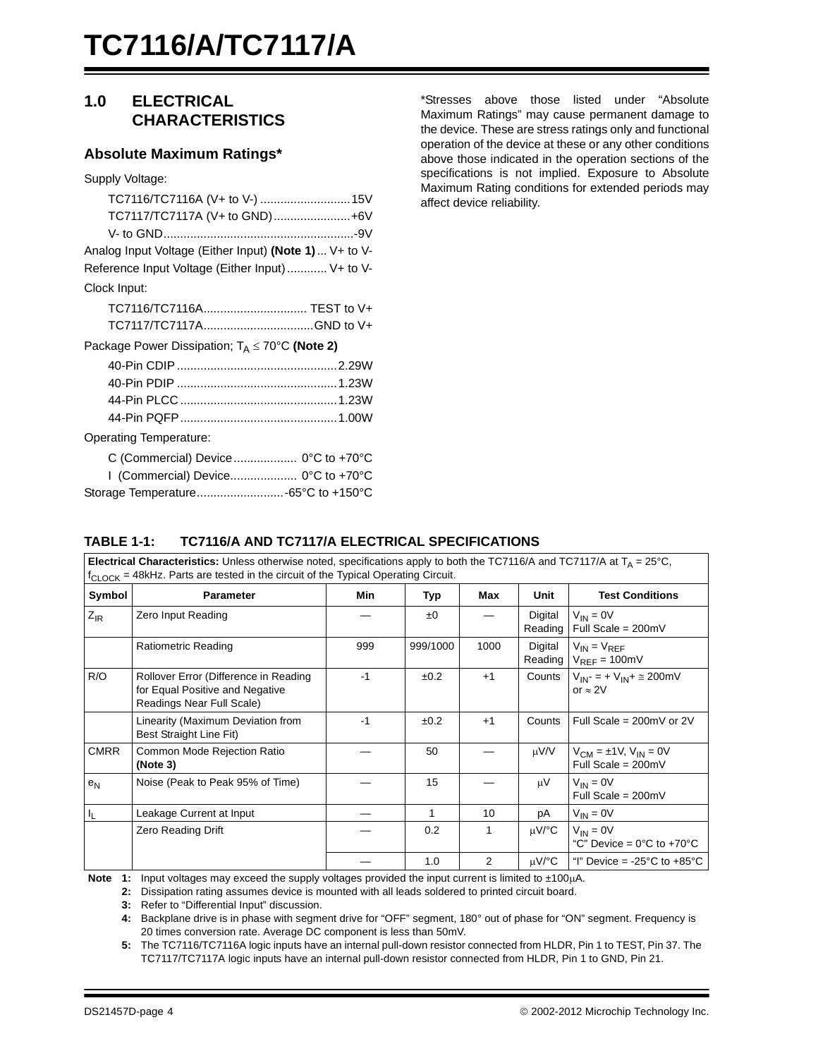## 1.0 ELECTRICAL CHARACTERISTICS

### Absolute Maximum Ratings*

Supply Voltage:

- TC7116/TC7116A (V+ to V-) ..........................15V
- TC7117/TC7117A (V+ to GND).......................+6V
- V- to GND.........................................................-9V

Analog Input Voltage (Either Input) **(Note 1)**... V+ to V-

Reference Input Voltage (Either Input)............ V+ to V-

Clock Input:

- TC7116/TC7116A............................... TEST to V+
- TC7117/TC7117A.................................GND to V+

Package Power Dissipation; $T_A \leq 70°C$ **(Note 2)**

- 40-Pin CDIP ................................................2.29W
- 40-Pin PDIP ................................................1.23W
- 44-Pin PLCC ...............................................1.23W
- 44-Pin PQFP...............................................1.00W

Operating Temperature:

- C (Commercial) Device................... 0°C to +70°C
- I (Commercial) Device.................... 0°C to +70°C

Storage Temperature..........................-65°C to +150°C

*Stresses above those listed under “Absolute Maximum Ratings” may cause permanent damage to the device. These are stress ratings only and functional operation of the device at these or any other conditions above those indicated in the operation sections of the specifications is not implied. Exposure to Absolute Maximum Rating conditions for extended periods may affect device reliability.

**TABLE 1-1: TC7116/A AND TC7117/A ELECTRICAL SPECIFICATIONS**

**Electrical Characteristics:** Unless otherwise noted, specifications apply to both the TC7116/A and TC7117/A at $T_A$ = 25°C, $f_{CLOCK}$ = 48kHz. Parts are tested in the circuit of the Typical Operating Circuit.

| Symbol | Parameter | Min | Typ | Max | Unit | Test Conditions |
|---|---|---|---|---|---|---|
| $Z_{IR}$ | Zero Input Reading | — | ±0 | — | Digital Reading | $V_{IN}$ = 0V<br>Full Scale = 200mV |
| | Ratiometric Reading | 999 | 999/1000 | 1000 | Digital Reading | $V_{IN} = V_{REF}$<br>$V_{REF}$ = 100mV |
| R/O | Rollover Error (Difference in Reading for Equal Positive and Negative Readings Near Full Scale) | -1 | ±0.2 | +1 | Counts | $V_{IN}$- = + $V_{IN}$+ ≅ 200mV or ≈ 2V |
| | Linearity (Maximum Deviation from Best Straight Line Fit) | -1 | ±0.2 | +1 | Counts | Full Scale = 200mV or 2V |
| CMRR | Common Mode Rejection Ratio **(Note 3)** | — | 50 | — | μV/V | $V_{CM}$ = ±1V, $V_{IN}$ = 0V<br>Full Scale = 200mV |
| $e_N$ | Noise (Peak to Peak 95% of Time) | — | 15 | — | μV | $V_{IN}$ = 0V<br>Full Scale = 200mV |
| $I_L$ | Leakage Current at Input | — | 1 | 10 | pA | $V_{IN}$ = 0V |
| | Zero Reading Drift | — | 0.2 | 1 | μV/°C | $V_{IN}$ = 0V<br>“C” Device = 0°C to +70°C |
| | | — | 1.0 | 2 | μV/°C | “I” Device = -25°C to +85°C |

**Note 1:** Input voltages may exceed the supply voltages provided the input current is limited to ±100μA.

**2:** Dissipation rating assumes device is mounted with all leads soldered to printed circuit board.

**3:** Refer to “Differential Input” discussion.

**4:** Backplane drive is in phase with segment drive for “OFF” segment, 180° out of phase for “ON” segment. Frequency is 20 times conversion rate. Average DC component is less than 50mV.

**5:** The TC7116/TC7116A logic inputs have an internal pull-down resistor connected from HLDR, Pin 1 to TEST, Pin 37. The TC7117/TC7117A logic inputs have an internal pull-down resistor connected from HLDR, Pin 1 to GND, Pin 21.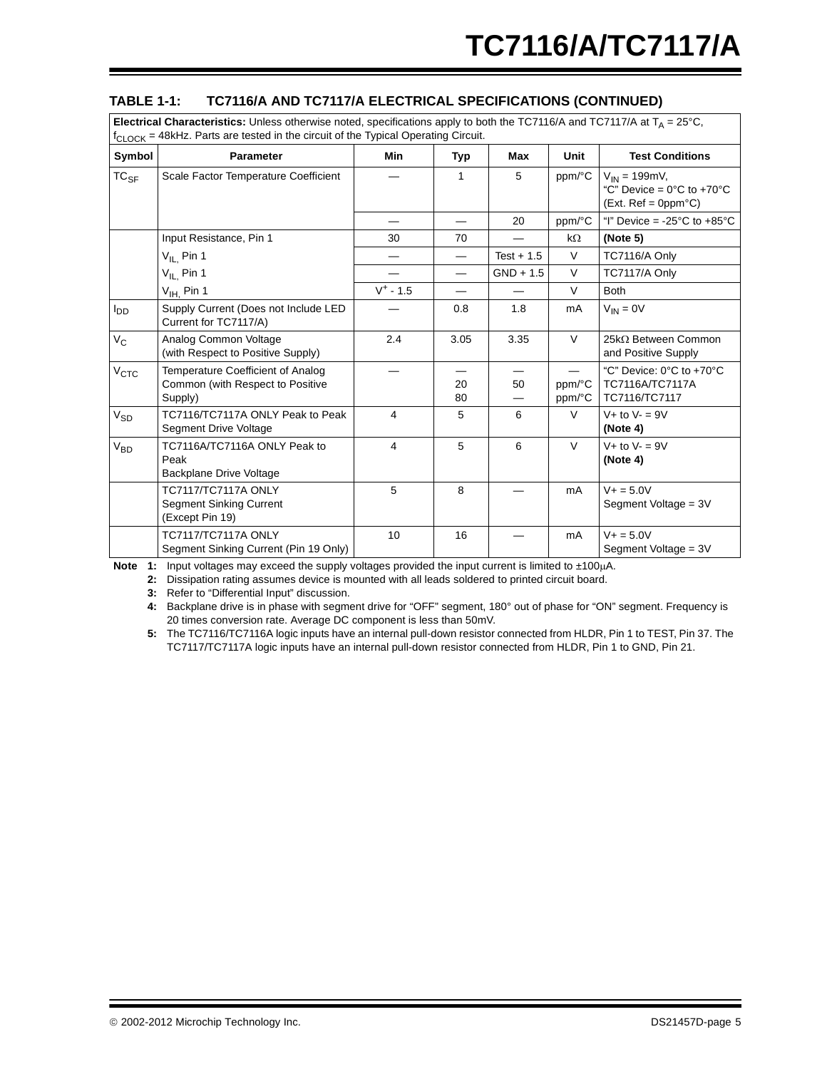### TABLE 1-1: TC7116/A AND TC7117/A ELECTRICAL SPECIFICATIONS (CONTINUED)

**Electrical Characteristics:** Unless otherwise noted, specifications apply to both the TC7116/A and TC7117/A at $T_A$ = 25°C, $f_{CLOCK}$ = 48kHz. Parts are tested in the circuit of the Typical Operating Circuit.

| Symbol | Parameter | Min | Typ | Max | Unit | Test Conditions |
|---|---|---|---|---|---|---|
| $TC_{SF}$ | Scale Factor Temperature Coefficient | — | 1 | 5 | ppm/°C | $V_{IN}$ = 199mV, "C" Device = 0°C to +70°C (Ext. Ref = 0ppm°C) |
| | | — | — | 20 | ppm/°C | "I" Device = -25°C to +85°C |
| | Input Resistance, Pin 1 | 30 | 70 | — | kΩ | **(Note 5)** |
| | $V_{IL}$, Pin 1 | — | — | Test + 1.5 | V | TC7116/A Only |
| | $V_{IL}$, Pin 1 | — | — | GND + 1.5 | V | TC7117/A Only |
| | $V_{IH}$, Pin 1 | $V^+$ - 1.5 | — | — | V | Both |
| $I_{DD}$ | Supply Current (Does not include LED Current for TC7117/A) | — | 0.8 | 1.8 | mA | $V_{IN}$ = 0V |
| $V_C$ | Analog Common Voltage (with Respect to Positive Supply) | 2.4 | 3.05 | 3.35 | V | 25kΩ Between Common and Positive Supply |
| $V_{CTC}$ | Temperature Coefficient of Analog Common (with Respect to Positive Supply) | —<br>—<br>— | —<br>20<br>80 | —<br>50<br>— | —<br>ppm/°C<br>ppm/°C | "C" Device: 0°C to +70°C<br>TC7116A/TC7117A<br>TC7116/TC7117 |
| $V_{SD}$ | TC7116/TC7117A ONLY Peak to Peak Segment Drive Voltage | 4 | 5 | 6 | V | V+ to V- = 9V **(Note 4)** |
| $V_{BD}$ | TC7116A/TC7116A ONLY Peak to Peak Backplane Drive Voltage | 4 | 5 | 6 | V | V+ to V- = 9V **(Note 4)** |
| | TC7117/TC7117A ONLY Segment Sinking Current (Except Pin 19) | 5 | 8 | — | mA | V+ = 5.0V Segment Voltage = 3V |
| | TC7117/TC7117A ONLY Segment Sinking Current (Pin 19 Only) | 10 | 16 | — | mA | V+ = 5.0V Segment Voltage = 3V |

**Note 1:** Input voltages may exceed the supply voltages provided the input current is limited to ±100µA.

**2:** Dissipation rating assumes device is mounted with all leads soldered to printed circuit board.

**3:** Refer to "Differential Input" discussion.

**4:** Backplane drive is in phase with segment drive for "OFF" segment, 180° out of phase for "ON" segment. Frequency is 20 times conversion rate. Average DC component is less than 50mV.

**5:** The TC7116/TC7116A logic inputs have an internal pull-down resistor connected from HLDR, Pin 1 to TEST, Pin 37. The TC7117/TC7117A logic inputs have an internal pull-down resistor connected from HLDR, Pin 1 to GND, Pin 21.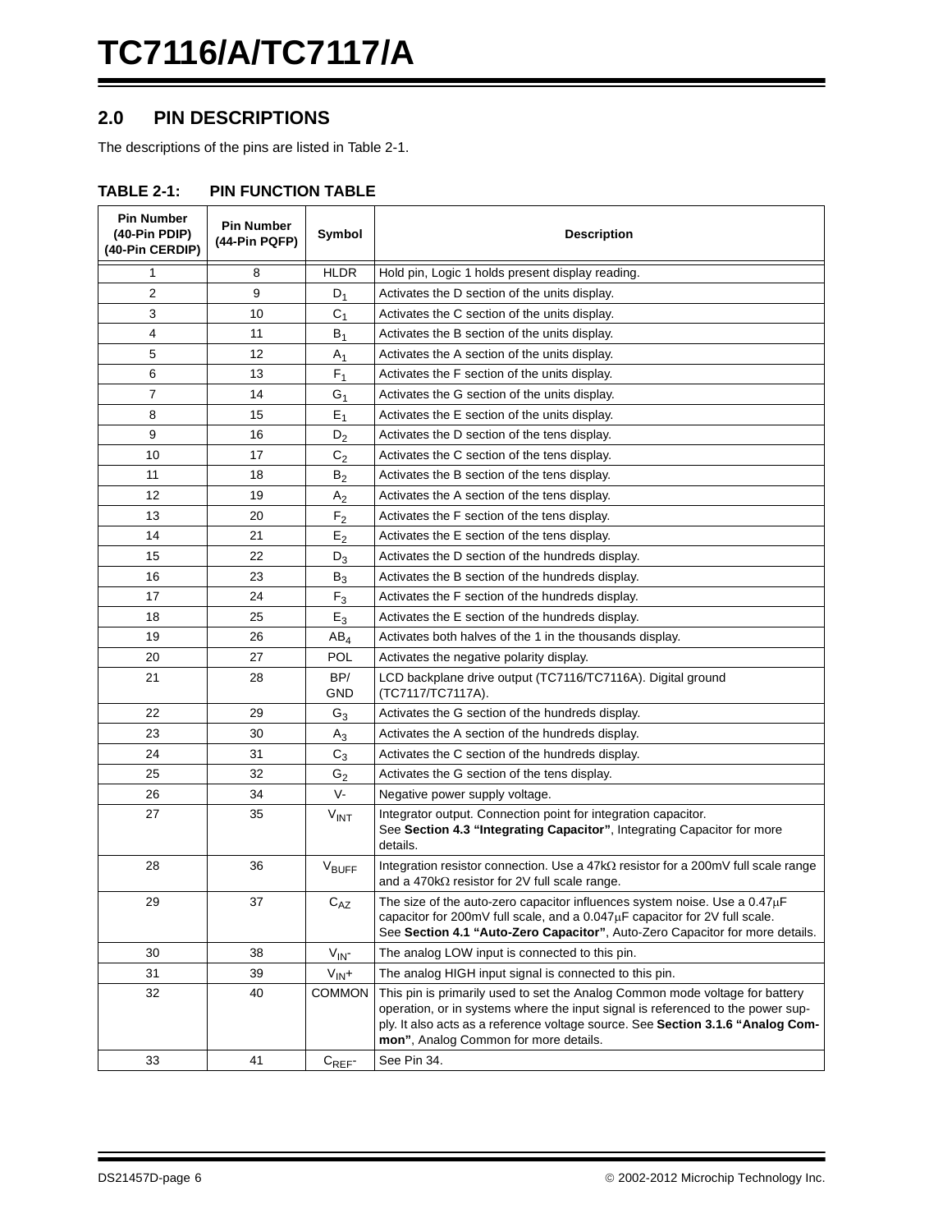## 2.0 PIN DESCRIPTIONS

The descriptions of the pins are listed in Table 2-1.

**TABLE 2-1: PIN FUNCTION TABLE**

| Pin Number (40-Pin PDIP) (40-Pin CERDIP) | Pin Number (44-Pin PQFP) | Symbol | Description |
|---|---|---|---|
| 1 | 8 | HLDR | Hold pin, Logic 1 holds present display reading. |
| 2 | 9 | $D_1$ | Activates the D section of the units display. |
| 3 | 10 | $C_1$ | Activates the C section of the units display. |
| 4 | 11 | $B_1$ | Activates the B section of the units display. |
| 5 | 12 | $A_1$ | Activates the A section of the units display. |
| 6 | 13 | $F_1$ | Activates the F section of the units display. |
| 7 | 14 | $G_1$ | Activates the G section of the units display. |
| 8 | 15 | $E_1$ | Activates the E section of the units display. |
| 9 | 16 | $D_2$ | Activates the D section of the tens display. |
| 10 | 17 | $C_2$ | Activates the C section of the tens display. |
| 11 | 18 | $B_2$ | Activates the B section of the tens display. |
| 12 | 19 | $A_2$ | Activates the A section of the tens display. |
| 13 | 20 | $F_2$ | Activates the F section of the tens display. |
| 14 | 21 | $E_2$ | Activates the E section of the tens display. |
| 15 | 22 | $D_3$ | Activates the D section of the hundreds display. |
| 16 | 23 | $B_3$ | Activates the B section of the hundreds display. |
| 17 | 24 | $F_3$ | Activates the F section of the hundreds display. |
| 18 | 25 | $E_3$ | Activates the E section of the hundreds display. |
| 19 | 26 | $AB_4$ | Activates both halves of the 1 in the thousands display. |
| 20 | 27 | POL | Activates the negative polarity display. |
| 21 | 28 | BP/ GND | LCD backplane drive output (TC7116/TC7116A). Digital ground (TC7117/TC7117A). |
| 22 | 29 | $G_3$ | Activates the G section of the hundreds display. |
| 23 | 30 | $A_3$ | Activates the A section of the hundreds display. |
| 24 | 31 | $C_3$ | Activates the C section of the hundreds display. |
| 25 | 32 | $G_2$ | Activates the G section of the tens display. |
| 26 | 34 | V- | Negative power supply voltage. |
| 27 | 35 | $V_{INT}$ | Integrator output. Connection point for integration capacitor. See **Section 4.3 "Integrating Capacitor"**, Integrating Capacitor for more details. |
| 28 | 36 | $V_{BUFF}$ | Integration resistor connection. Use a 47kΩ resistor for a 200mV full scale range and a 470kΩ resistor for 2V full scale range. |
| 29 | 37 | $C_{AZ}$ | The size of the auto-zero capacitor influences system noise. Use a 0.47μF capacitor for 200mV full scale, and a 0.047μF capacitor for 2V full scale. See **Section 4.1 "Auto-Zero Capacitor"**, Auto-Zero Capacitor for more details. |
| 30 | 38 | $V_{IN}$- | The analog LOW input is connected to this pin. |
| 31 | 39 | $V_{IN}$+ | The analog HIGH input signal is connected to this pin. |
| 32 | 40 | COMMON | This pin is primarily used to set the Analog Common mode voltage for battery operation, or in systems where the input signal is referenced to the power supply. It also acts as a reference voltage source. See **Section 3.1.6 "Analog Common"**, Analog Common for more details. |
| 33 | 41 | $C_{REF}$- | See Pin 34. |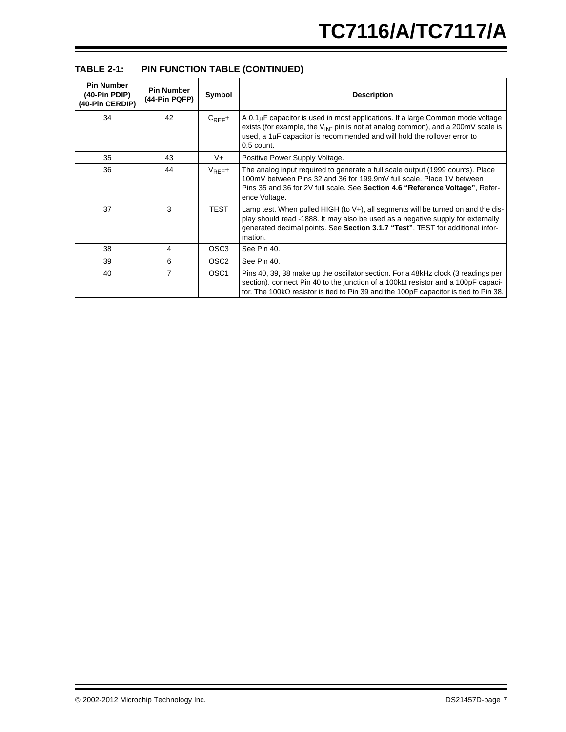**TABLE 2-1: PIN FUNCTION TABLE (CONTINUED)**

| Pin Number (40-Pin PDIP) (40-Pin CERDIP) | Pin Number (44-Pin PQFP) | Symbol | Description |
|---|---|---|---|
| 34 | 42 | $C_{REF}+$ | A 0.1μF capacitor is used in most applications. If a large Common mode voltage exists (for example, the $V_{IN}$- pin is not at analog common), and a 200mV scale is used, a 1μF capacitor is recommended and will hold the rollover error to 0.5 count. |
| 35 | 43 | V+ | Positive Power Supply Voltage. |
| 36 | 44 | $V_{REF}+$ | The analog input required to generate a full scale output (1999 counts). Place 100mV between Pins 32 and 36 for 199.9mV full scale. Place 1V between Pins 35 and 36 for 2V full scale. See **Section 4.6 "Reference Voltage"**, Reference Voltage. |
| 37 | 3 | TEST | Lamp test. When pulled HIGH (to V+), all segments will be turned on and the display should read -1888. It may also be used as a negative supply for externally generated decimal points. See **Section 3.1.7 "Test"**, TEST for additional information. |
| 38 | 4 | OSC3 | See Pin 40. |
| 39 | 6 | OSC2 | See Pin 40. |
| 40 | 7 | OSC1 | Pins 40, 39, 38 make up the oscillator section. For a 48kHz clock (3 readings per section), connect Pin 40 to the junction of a 100kΩ resistor and a 100pF capacitor. The 100kΩ resistor is tied to Pin 39 and the 100pF capacitor is tied to Pin 38. |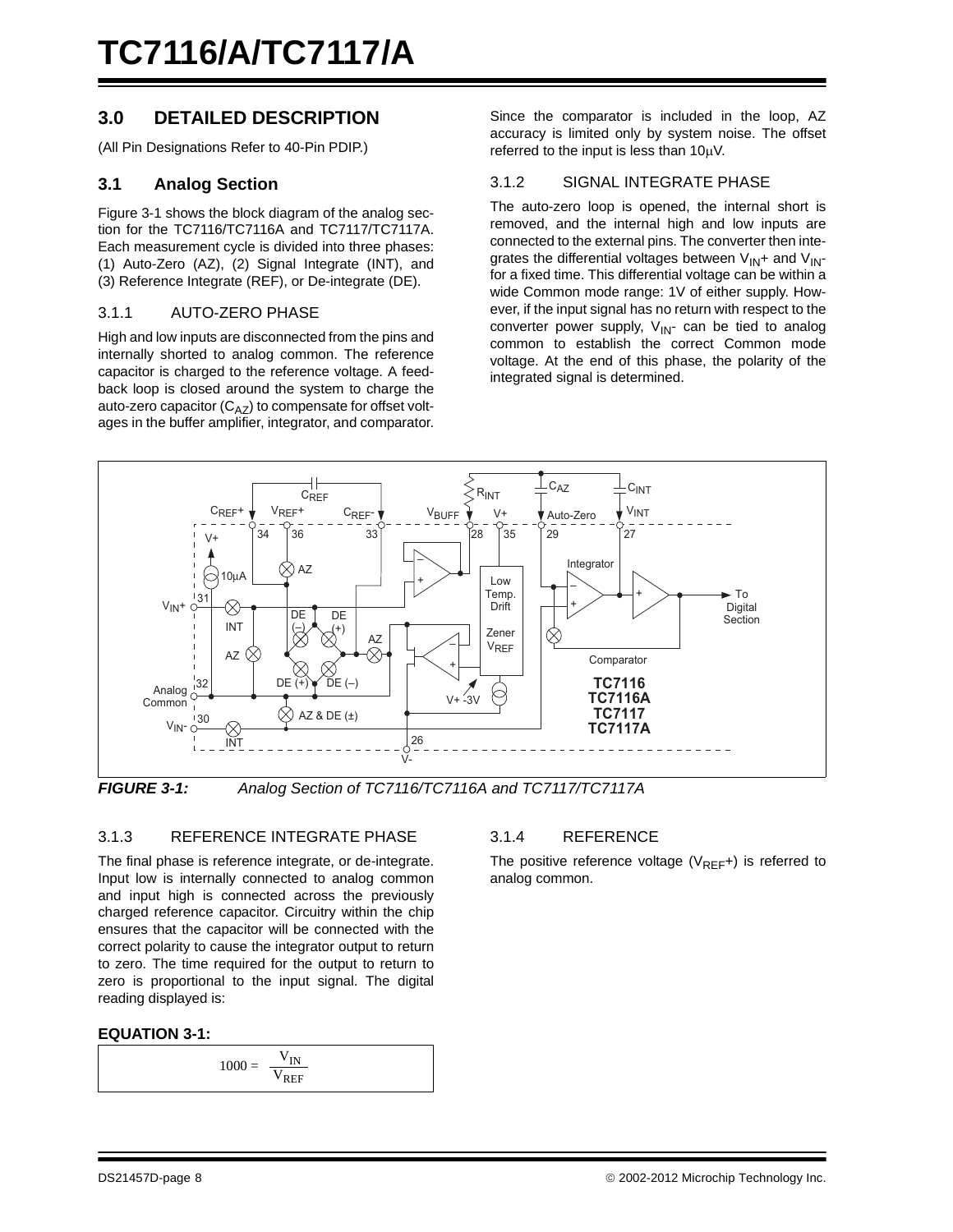## 3.0 DETAILED DESCRIPTION

(All Pin Designations Refer to 40-Pin PDIP.)

### 3.1 Analog Section

Figure 3-1 shows the block diagram of the analog section for the TC7116/TC7116A and TC7117/TC7117A. Each measurement cycle is divided into three phases: (1) Auto-Zero (AZ), (2) Signal Integrate (INT), and (3) Reference Integrate (REF), or De-integrate (DE).

#### 3.1.1 AUTO-ZERO PHASE

High and low inputs are disconnected from the pins and internally shorted to analog common. The reference capacitor is charged to the reference voltage. A feedback loop is closed around the system to charge the auto-zero capacitor ($C_{AZ}$) to compensate for offset voltages in the buffer amplifier, integrator, and comparator.

Since the comparator is included in the loop, AZ accuracy is limited only by system noise. The offset referred to the input is less than 10µV.

#### 3.1.2 SIGNAL INTEGRATE PHASE

The auto-zero loop is opened, the internal short is removed, and the internal high and low inputs are connected to the external pins. The converter then integrates the differential voltages between $V_{IN}+$ and $V_{IN}-$ for a fixed time. This differential voltage can be within a wide Common mode range: 1V of either supply. However, if the input signal has no return with respect to the converter power supply, $V_{IN}-$ can be tied to analog common to establish the correct Common mode voltage. At the end of this phase, the polarity of the integrated signal is determined.

***FIGURE 3-1:*** *Analog Section of TC7116/TC7116A and TC7117/TC7117A*

#### 3.1.3 REFERENCE INTEGRATE PHASE

The final phase is reference integrate, or de-integrate. Input low is internally connected to analog common and input high is connected across the previously charged reference capacitor. Circuitry within the chip ensures that the capacitor will be connected with the correct polarity to cause the integrator output to return to zero. The time required for the output to return to zero is proportional to the input signal. The digital reading displayed is:

**EQUATION 3-1:**

$$1000 = \frac{V_{IN}}{V_{REF}}$$

#### 3.1.4 REFERENCE

The positive reference voltage ($V_{REF}+$) is referred to analog common.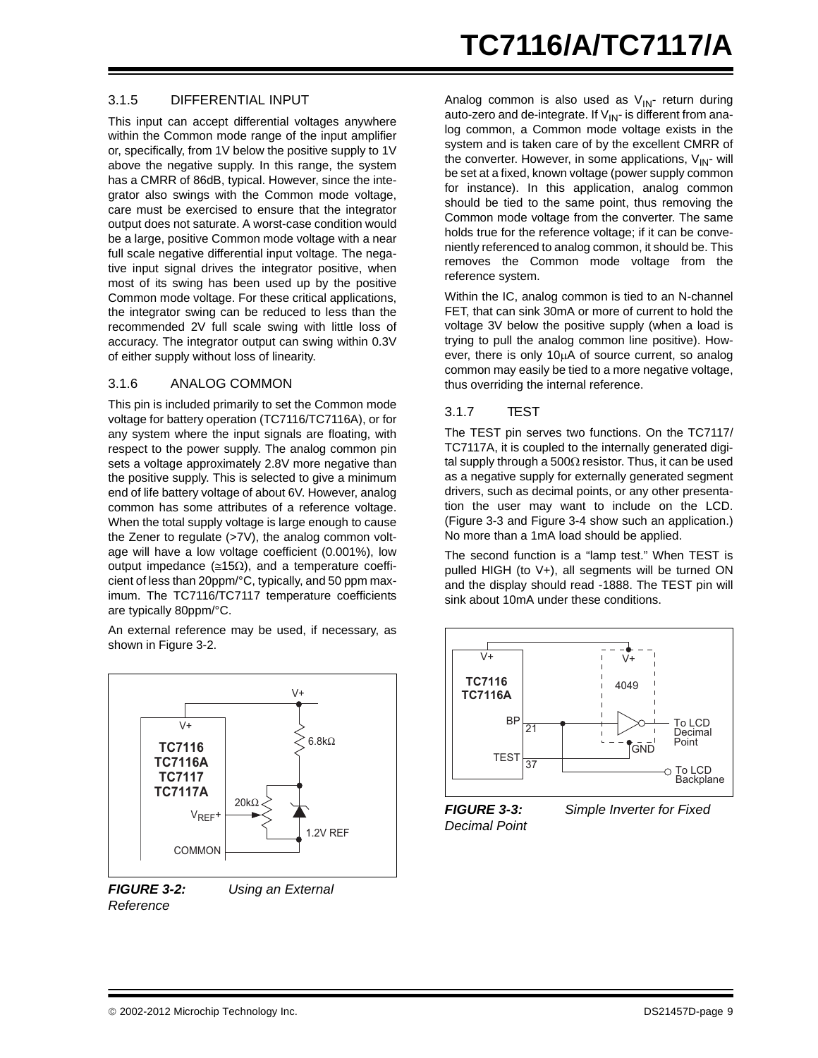### 3.1.5 DIFFERENTIAL INPUT

This input can accept differential voltages anywhere within the Common mode range of the input amplifier or, specifically, from 1V below the positive supply to 1V above the negative supply. In this range, the system has a CMRR of 86dB, typical. However, since the integrator also swings with the Common mode voltage, care must be exercised to ensure that the integrator output does not saturate. A worst-case condition would be a large, positive Common mode voltage with a near full scale negative differential input voltage. The negative input signal drives the integrator positive, when most of its swing has been used up by the positive Common mode voltage. For these critical applications, the integrator swing can be reduced to less than the recommended 2V full scale swing with little loss of accuracy. The integrator output can swing within 0.3V of either supply without loss of linearity.

### 3.1.6 ANALOG COMMON

This pin is included primarily to set the Common mode voltage for battery operation (TC7116/TC7116A), or for any system where the input signals are floating, with respect to the power supply. The analog common pin sets a voltage approximately 2.8V more negative than the positive supply. This is selected to give a minimum end of life battery voltage of about 6V. However, analog common has some attributes of a reference voltage. When the total supply voltage is large enough to cause the Zener to regulate (>7V), the analog common voltage will have a low voltage coefficient (0.001%), low output impedance (≅15Ω), and a temperature coefficient of less than 20ppm/°C, typically, and 50 ppm maximum. The TC7116/TC7117 temperature coefficients are typically 80ppm/°C.

An external reference may be used, if necessary, as shown in Figure 3-2.

*FIGURE 3-2: Using an External Reference*

Analog common is also used as $V_{IN}$- return during auto-zero and de-integrate. If $V_{IN}$- is different from analog common, a Common mode voltage exists in the system and is taken care of by the excellent CMRR of the converter. However, in some applications, $V_{IN}$- will be set at a fixed, known voltage (power supply common for instance). In this application, analog common should be tied to the same point, thus removing the Common mode voltage from the converter. The same holds true for the reference voltage; if it can be conveniently referenced to analog common, it should be. This removes the Common mode voltage from the reference system.

Within the IC, analog common is tied to an N-channel FET, that can sink 30mA or more of current to hold the voltage 3V below the positive supply (when a load is trying to pull the analog common line positive). However, there is only 10μA of source current, so analog common may easily be tied to a more negative voltage, thus overriding the internal reference.

### 3.1.7 TEST

The TEST pin serves two functions. On the TC7117/TC7117A, it is coupled to the internally generated digital supply through a 500Ω resistor. Thus, it can be used as a negative supply for externally generated segment drivers, such as decimal points, or any other presentation the user may want to include on the LCD. (Figure 3-3 and Figure 3-4 show such an application.) No more than a 1mA load should be applied.

The second function is a "lamp test." When TEST is pulled HIGH (to V+), all segments will be turned ON and the display should read -1888. The TEST pin will sink about 10mA under these conditions.

*FIGURE 3-3: Simple Inverter for Fixed Decimal Point*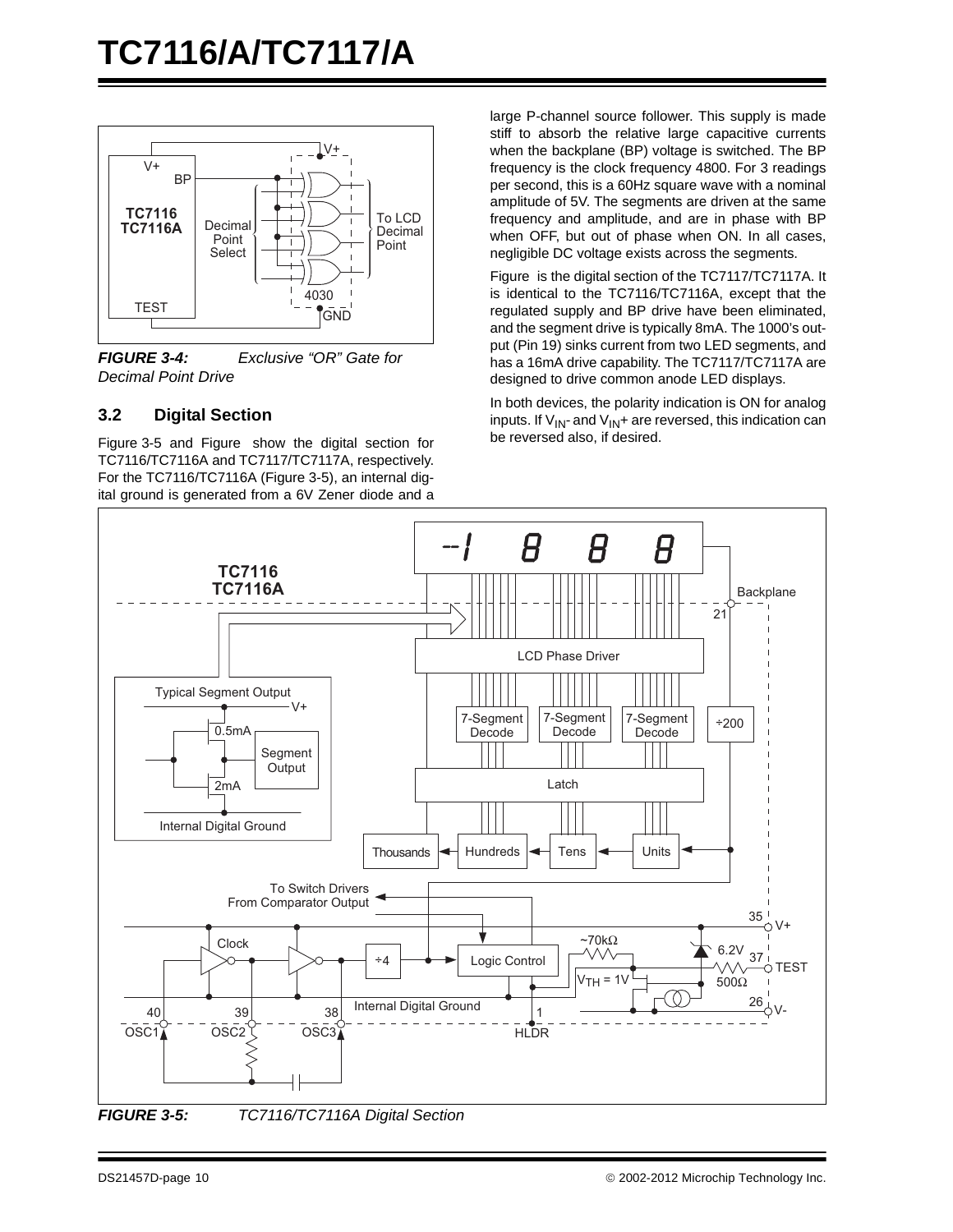**FIGURE 3-4:** *Exclusive “OR” Gate for Decimal Point Drive*

## 3.2 Digital Section

Figure 3-5 and Figure show the digital section for TC7116/TC7116A and TC7117/TC7117A, respectively. For the TC7116/TC7116A (Figure 3-5), an internal digital ground is generated from a 6V Zener diode and a large P-channel source follower. This supply is made stiff to absorb the relative large capacitive currents when the backplane (BP) voltage is switched. The BP frequency is the clock frequency 4800. For 3 readings per second, this is a 60Hz square wave with a nominal amplitude of 5V. The segments are driven at the same frequency and amplitude, and are in phase with BP when OFF, but out of phase when ON. In all cases, negligible DC voltage exists across the segments.

Figure is the digital section of the TC7117/TC7117A. It is identical to the TC7116/TC7116A, except that the regulated supply and BP drive have been eliminated, and the segment drive is typically 8mA. The 1000's output (Pin 19) sinks current from two LED segments, and has a 16mA drive capability. The TC7117/TC7117A are designed to drive common anode LED displays.

In both devices, the polarity indication is ON for analog inputs. If $V_{IN}$- and $V_{IN}$+ are reversed, this indication can be reversed also, if desired.

**FIGURE 3-5:** *TC7116/TC7116A Digital Section*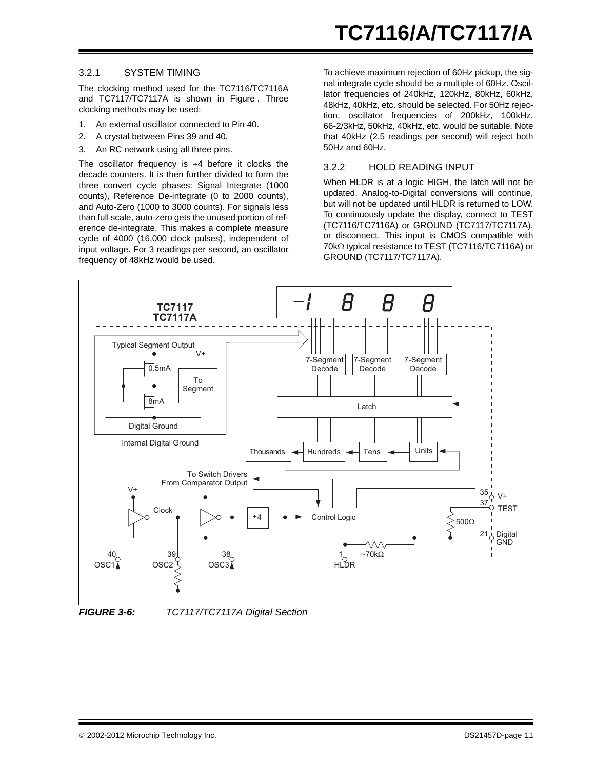#### 3.2.1 SYSTEM TIMING

The clocking method used for the TC7116/TC7116A and TC7117/TC7117A is shown in Figure . Three clocking methods may be used:

1. An external oscillator connected to Pin 40.
2. A crystal between Pins 39 and 40.
3. An RC network using all three pins.

The oscillator frequency is ÷4 before it clocks the decade counters. It is then further divided to form the three convert cycle phases: Signal Integrate (1000 counts), Reference De-integrate (0 to 2000 counts), and Auto-Zero (1000 to 3000 counts). For signals less than full scale, auto-zero gets the unused portion of reference de-integrate. This makes a complete measure cycle of 4000 (16,000 clock pulses), independent of input voltage. For 3 readings per second, an oscillator frequency of 48kHz would be used.

To achieve maximum rejection of 60Hz pickup, the signal integrate cycle should be a multiple of 60Hz. Oscillator frequencies of 240kHz, 120kHz, 80kHz, 60kHz, 48kHz, 40kHz, etc. should be selected. For 50Hz rejection, oscillator frequencies of 200kHz, 100kHz, 66-2/3kHz, 50kHz, 40kHz, etc. would be suitable. Note that 40kHz (2.5 readings per second) will reject both 50Hz and 60Hz.

#### 3.2.2 HOLD READING INPUT

When HLDR is at a logic HIGH, the latch will not be updated. Analog-to-Digital conversions will continue, but will not be updated until HLDR is returned to LOW. To continuously update the display, connect to TEST (TC7116/TC7116A) or GROUND (TC7117/TC7117A), or disconnect. This input is CMOS compatible with 70kΩ typical resistance to TEST (TC7116/TC7116A) or GROUND (TC7117/TC7117A).

***FIGURE 3-6:*** *TC7117/TC7117A Digital Section*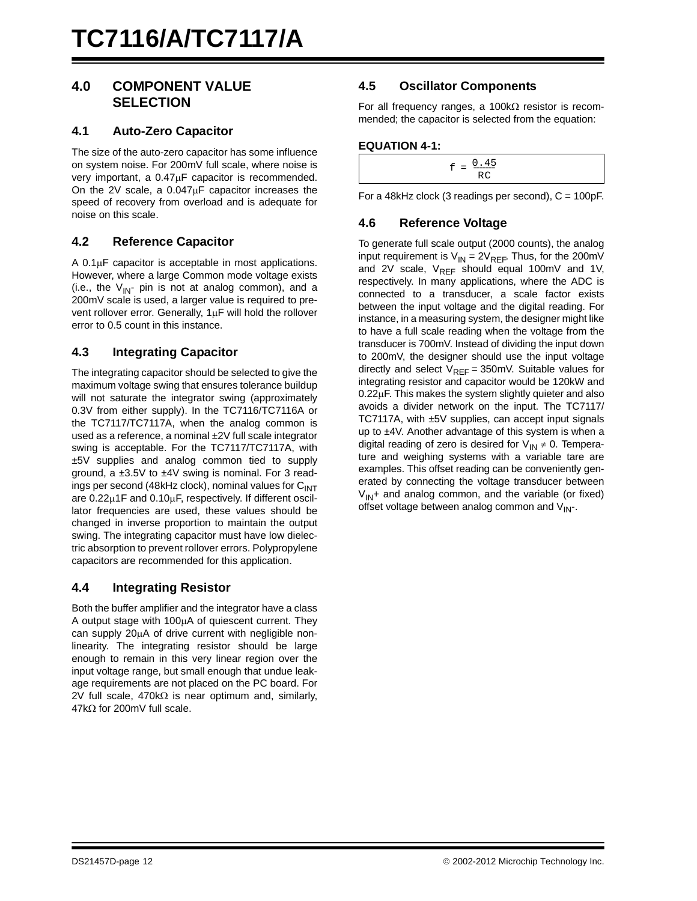## 4.0 COMPONENT VALUE SELECTION

### 4.1 Auto-Zero Capacitor

The size of the auto-zero capacitor has some influence on system noise. For 200mV full scale, where noise is very important, a 0.47µF capacitor is recommended. On the 2V scale, a 0.047µF capacitor increases the speed of recovery from overload and is adequate for noise on this scale.

### 4.2 Reference Capacitor

A 0.1µF capacitor is acceptable in most applications. However, where a large Common mode voltage exists (i.e., the $V_{IN}$- pin is not at analog common), and a 200mV scale is used, a larger value is required to prevent rollover error. Generally, 1µF will hold the rollover error to 0.5 count in this instance.

### 4.3 Integrating Capacitor

The integrating capacitor should be selected to give the maximum voltage swing that ensures tolerance buildup will not saturate the integrator swing (approximately 0.3V from either supply). In the TC7116/TC7116A or the TC7117/TC7117A, when the analog common is used as a reference, a nominal ±2V full scale integrator swing is acceptable. For the TC7117/TC7117A, with ±5V supplies and analog common tied to supply ground, a ±3.5V to ±4V swing is nominal. For 3 readings per second (48kHz clock), nominal values for $C_{INT}$ are 0.22µ1F and 0.10µF, respectively. If different oscillator frequencies are used, these values should be changed in inverse proportion to maintain the output swing. The integrating capacitor must have low dielectric absorption to prevent rollover errors. Polypropylene capacitors are recommended for this application.

### 4.4 Integrating Resistor

Both the buffer amplifier and the integrator have a class A output stage with 100µA of quiescent current. They can supply 20µA of drive current with negligible nonlinearity. The integrating resistor should be large enough to remain in this very linear region over the input voltage range, but small enough that undue leakage requirements are not placed on the PC board. For 2V full scale, 470kΩ is near optimum and, similarly, 47kΩ for 200mV full scale.

### 4.5 Oscillator Components

For all frequency ranges, a 100kΩ resistor is recommended; the capacitor is selected from the equation:

**EQUATION 4-1:**

$$f = \frac{0.45}{RC}$$

For a 48kHz clock (3 readings per second), C = 100pF.

### 4.6 Reference Voltage

To generate full scale output (2000 counts), the analog input requirement is $V_{IN} = 2V_{REF}$. Thus, for the 200mV and 2V scale, $V_{REF}$ should equal 100mV and 1V, respectively. In many applications, where the ADC is connected to a transducer, a scale factor exists between the input voltage and the digital reading. For instance, in a measuring system, the designer might like to have a full scale reading when the voltage from the transducer is 700mV. Instead of dividing the input down to 200mV, the designer should use the input voltage directly and select $V_{REF}$ = 350mV. Suitable values for integrating resistor and capacitor would be 120kW and 0.22µF. This makes the system slightly quieter and also avoids a divider network on the input. The TC7117/TC7117A, with ±5V supplies, can accept input signals up to ±4V. Another advantage of this system is when a digital reading of zero is desired for $V_{IN} \neq 0$. Temperature and weighing systems with a variable tare are examples. This offset reading can be conveniently generated by connecting the voltage transducer between $V_{IN}$+ and analog common, and the variable (or fixed) offset voltage between analog common and $V_{IN}$-.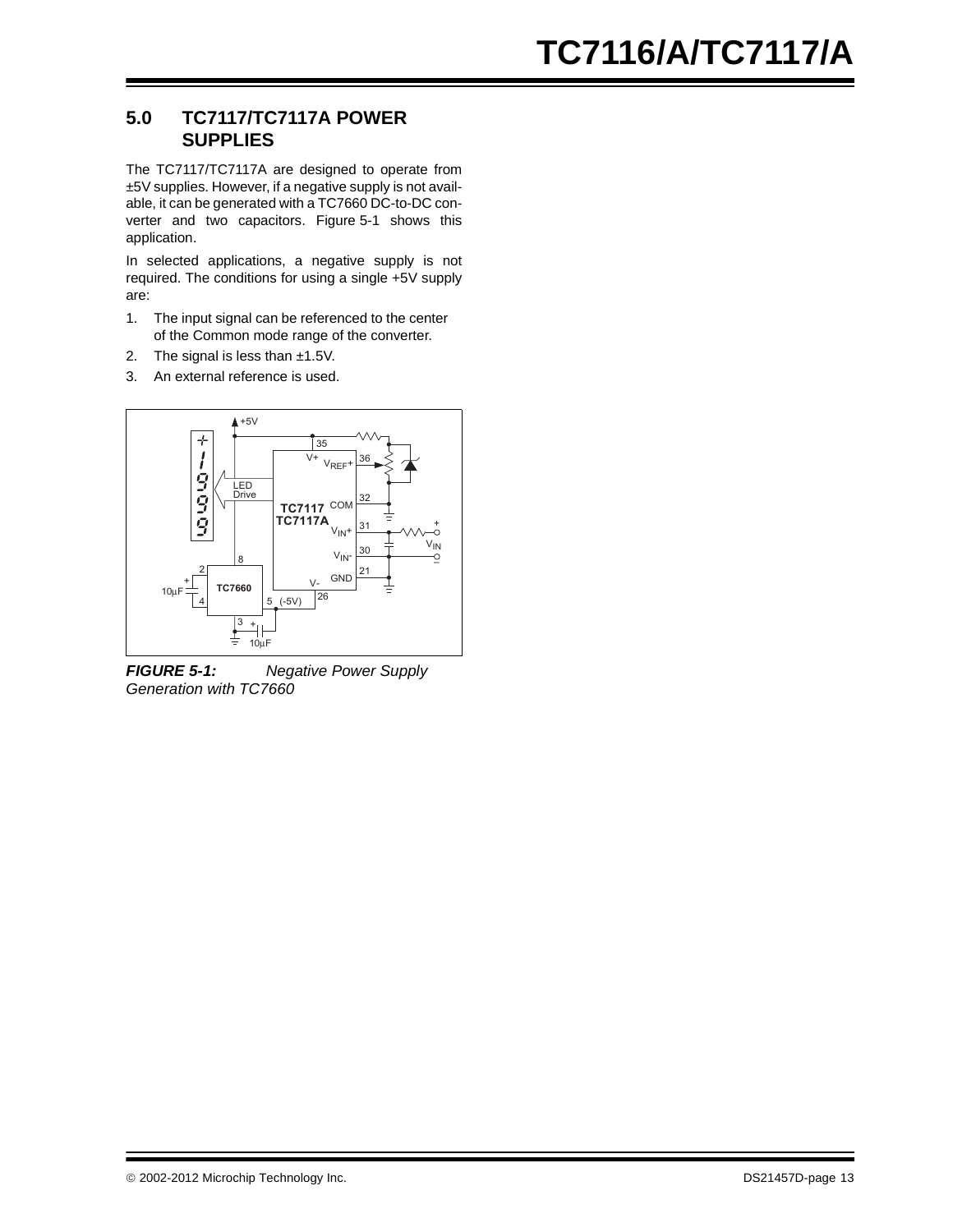## 5.0 TC7117/TC7117A POWER SUPPLIES

The TC7117/TC7117A are designed to operate from ±5V supplies. However, if a negative supply is not available, it can be generated with a TC7660 DC-to-DC converter and two capacitors. Figure 5-1 shows this application.

In selected applications, a negative supply is not required. The conditions for using a single +5V supply are:

1. The input signal can be referenced to the center of the Common mode range of the converter.
2. The signal is less than ±1.5V.
3. An external reference is used.

***FIGURE 5-1:*** *Negative Power Supply Generation with TC7660*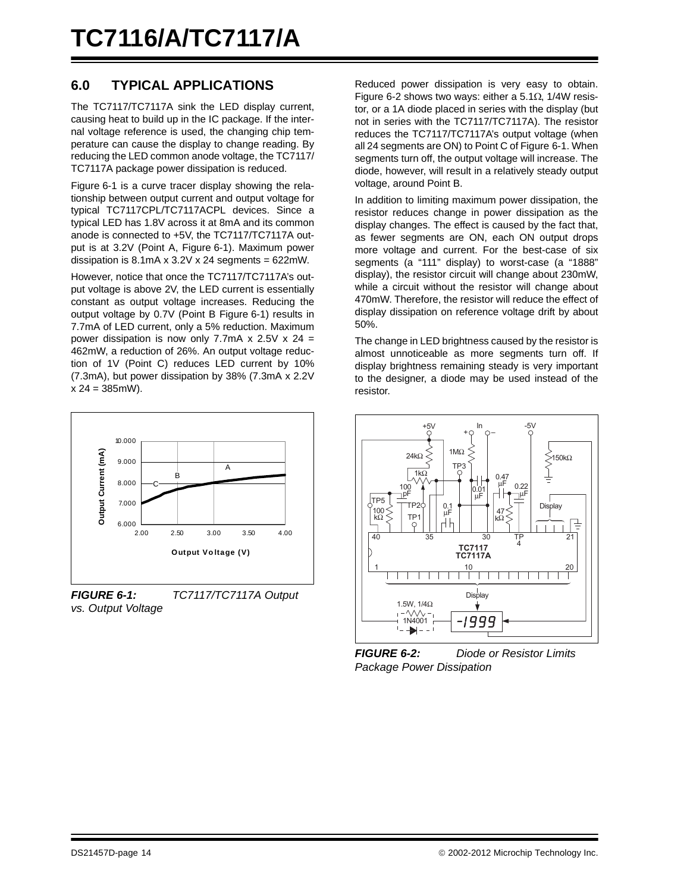## 6.0 TYPICAL APPLICATIONS

The TC7117/TC7117A sink the LED display current, causing heat to build up in the IC package. If the internal voltage reference is used, the changing chip temperature can cause the display to change reading. By reducing the LED common anode voltage, the TC7117/TC7117A package power dissipation is reduced.

Figure 6-1 is a curve tracer display showing the relationship between output current and output voltage for typical TC7117CPL/TC7117ACPL devices. Since a typical LED has 1.8V across it at 8mA and its common anode is connected to +5V, the TC7117/TC7117A output is at 3.2V (Point A, Figure 6-1). Maximum power dissipation is 8.1mA x 3.2V x 24 segments = 622mW.

However, notice that once the TC7117/TC7117A's output voltage is above 2V, the LED current is essentially constant as output voltage increases. Reducing the output voltage by 0.7V (Point B Figure 6-1) results in 7.7mA of LED current, only a 5% reduction. Maximum power dissipation is now only 7.7mA x 2.5V x 24 = 462mW, a reduction of 26%. An output voltage reduction of 1V (Point C) reduces LED current by 10% (7.3mA), but power dissipation by 38% (7.3mA x 2.2V x 24 = 385mW).

*FIGURE 6-1: TC7117/TC7117A Output vs. Output Voltage*

Reduced power dissipation is very easy to obtain. Figure 6-2 shows two ways: either a 5.1Ω, 1/4W resistor, or a 1A diode placed in series with the display (but not in series with the TC7117/TC7117A). The resistor reduces the TC7117/TC7117A's output voltage (when all 24 segments are ON) to Point C of Figure 6-1. When segments turn off, the output voltage will increase. The diode, however, will result in a relatively steady output voltage, around Point B.

In addition to limiting maximum power dissipation, the resistor reduces change in power dissipation as the display changes. The effect is caused by the fact that, as fewer segments are ON, each ON output drops more voltage and current. For the best-case of six segments (a "111" display) to worst-case (a "1888" display), the resistor circuit will change about 230mW, while a circuit without the resistor will change about 470mW. Therefore, the resistor will reduce the effect of display dissipation on reference voltage drift by about 50%.

The change in LED brightness caused by the resistor is almost unnoticeable as more segments turn off. If display brightness remaining steady is very important to the designer, a diode may be used instead of the resistor.

*FIGURE 6-2: Diode or Resistor Limits Package Power Dissipation*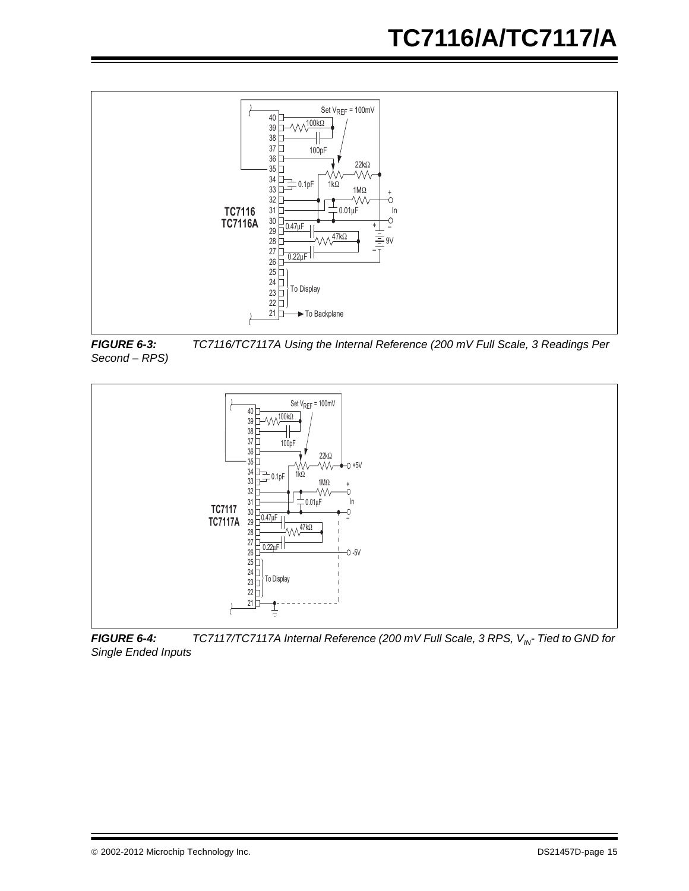**FIGURE 6-3:** *TC7116/TC7117A Using the Internal Reference (200 mV Full Scale, 3 Readings Per Second – RPS)*

**FIGURE 6-4:** *TC7117/TC7117A Internal Reference (200 mV Full Scale, 3 RPS, $V_{IN}$- Tied to GND for Single Ended Inputs*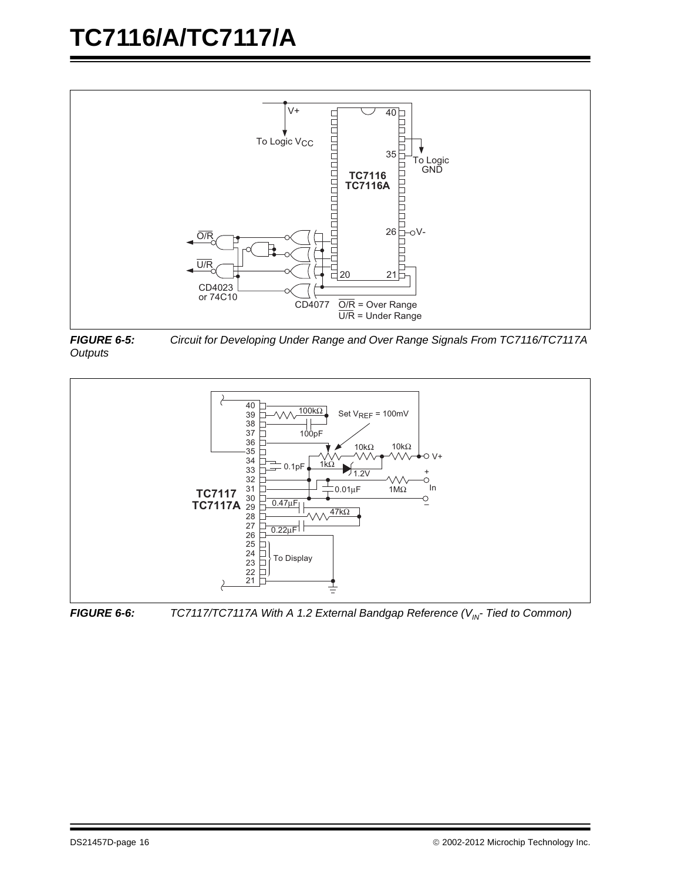**FIGURE 6-5:** *Circuit for Developing Under Range and Over Range Signals From TC7116/TC7117A Outputs*

**FIGURE 6-6:** *TC7117/TC7117A With A 1.2 External Bandgap Reference ($V_{IN}$- Tied to Common)*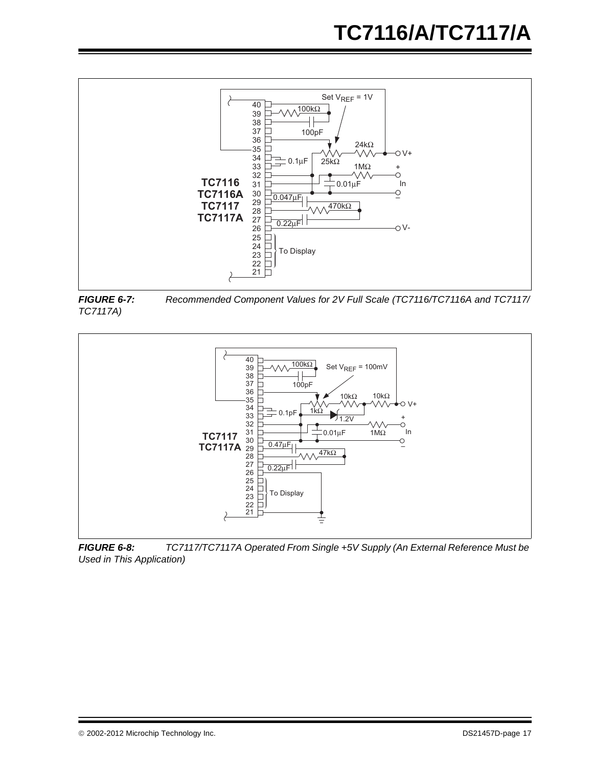**FIGURE 6-7:** *Recommended Component Values for 2V Full Scale (TC7116/TC7116A and TC7117/TC7117A)*

**FIGURE 6-8:** *TC7117/TC7117A Operated From Single +5V Supply (An External Reference Must be Used in This Application)*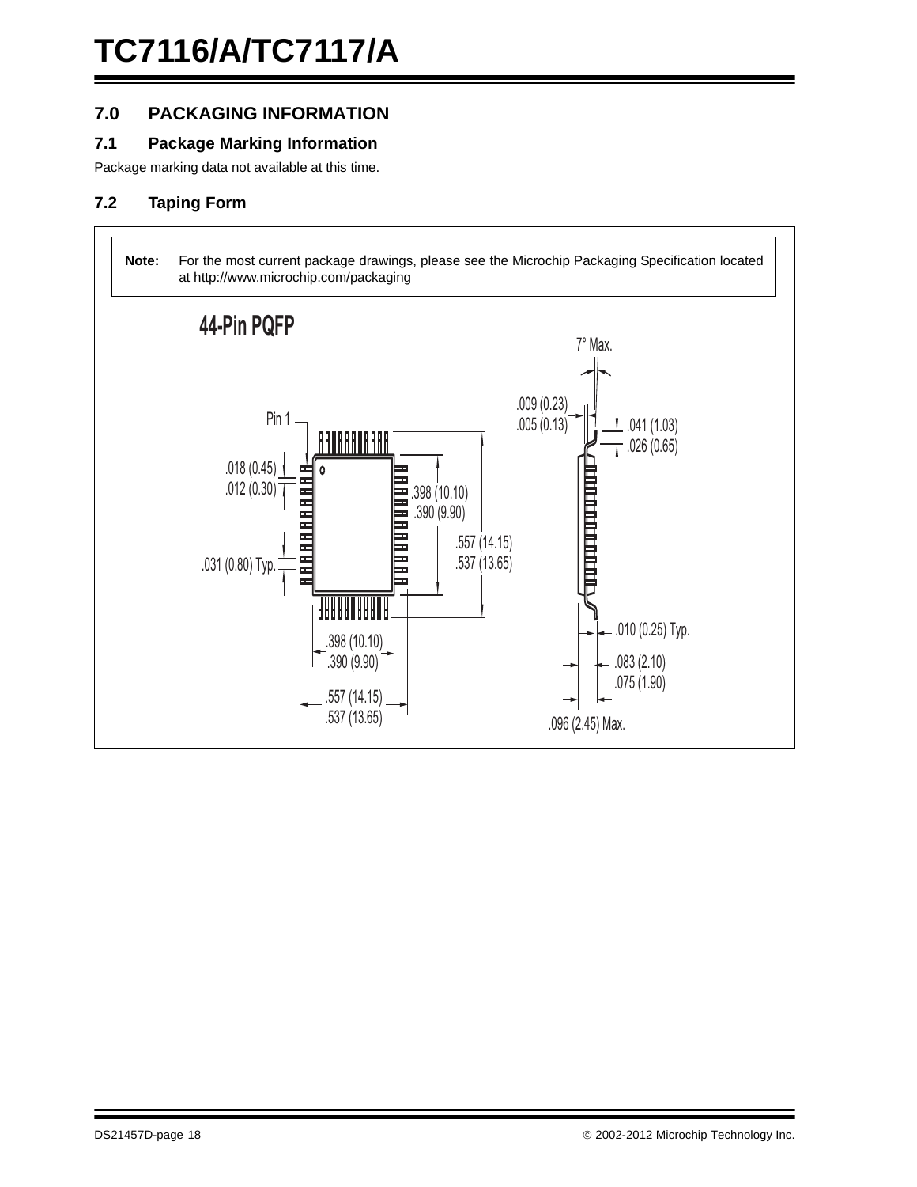## 7.0 PACKAGING INFORMATION

### 7.1 Package Marking Information

Package marking data not available at this time.

### 7.2 Taping Form

> **Note:** For the most current package drawings, please see the Microchip Packaging Specification located at http://www.microchip.com/packaging

**44-Pin PQFP**

Pin 1

.018 (0.45)
.012 (0.30)

.031 (0.80) Typ.

.398 (10.10)
.390 (9.90)

.557 (14.15)
.537 (13.65)

.398 (10.10)
.390 (9.90)

.557 (14.15)
.537 (13.65)

7° Max.

.009 (0.23)
.005 (0.13)

.041 (1.03)
.026 (0.65)

.010 (0.25) Typ.

.083 (2.10)
.075 (1.90)

.096 (2.45) Max.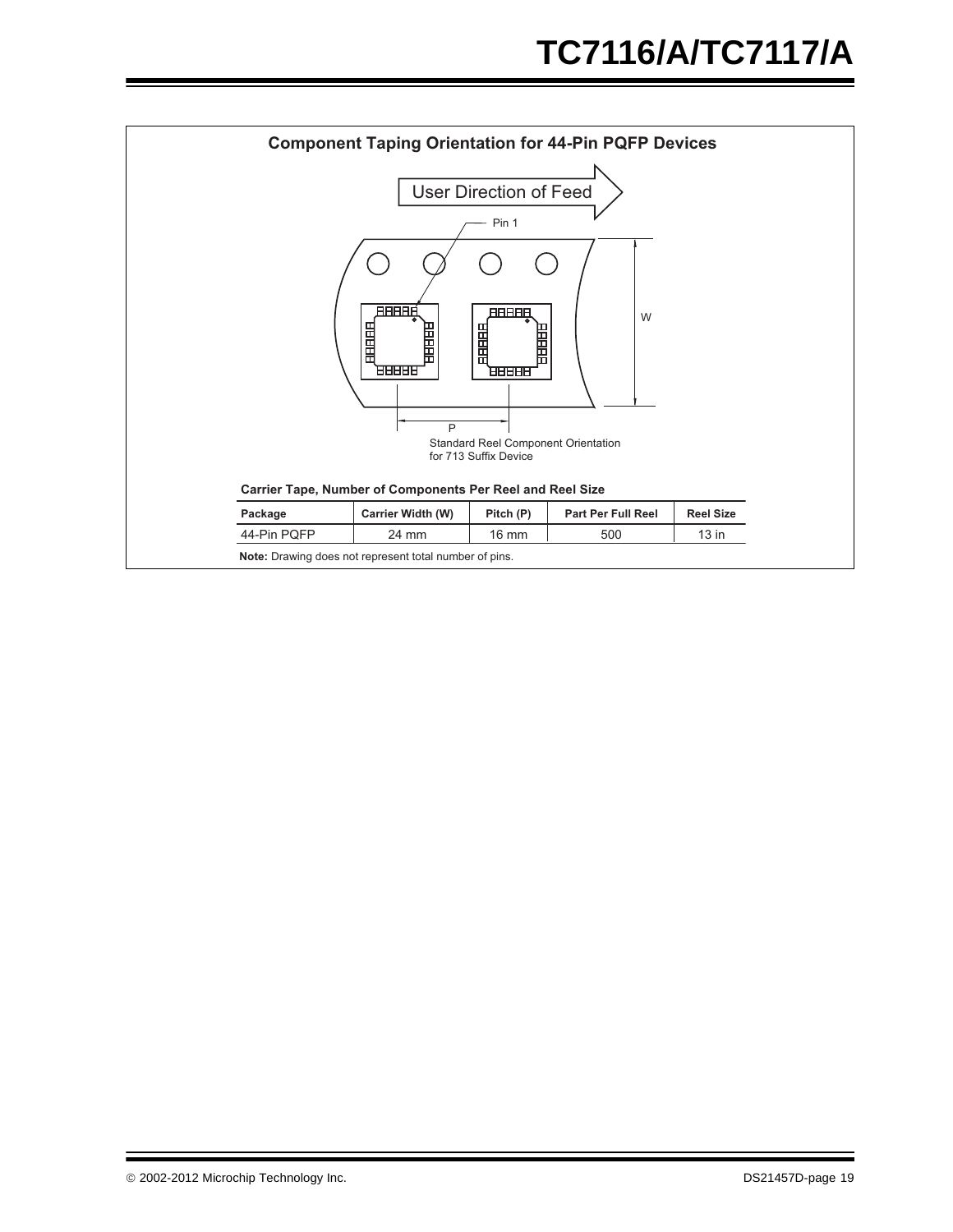## Component Taping Orientation for 44-Pin PQFP Devices

User Direction of Feed

Pin 1

W

P

Standard Reel Component Orientation for 713 Suffix Device

**Carrier Tape, Number of Components Per Reel and Reel Size**

| Package | Carrier Width (W) | Pitch (P) | Part Per Full Reel | Reel Size |
|---|---|---|---|---|
| 44-Pin PQFP | 24 mm | 16 mm | 500 | 13 in |

**Note:** Drawing does not represent total number of pins.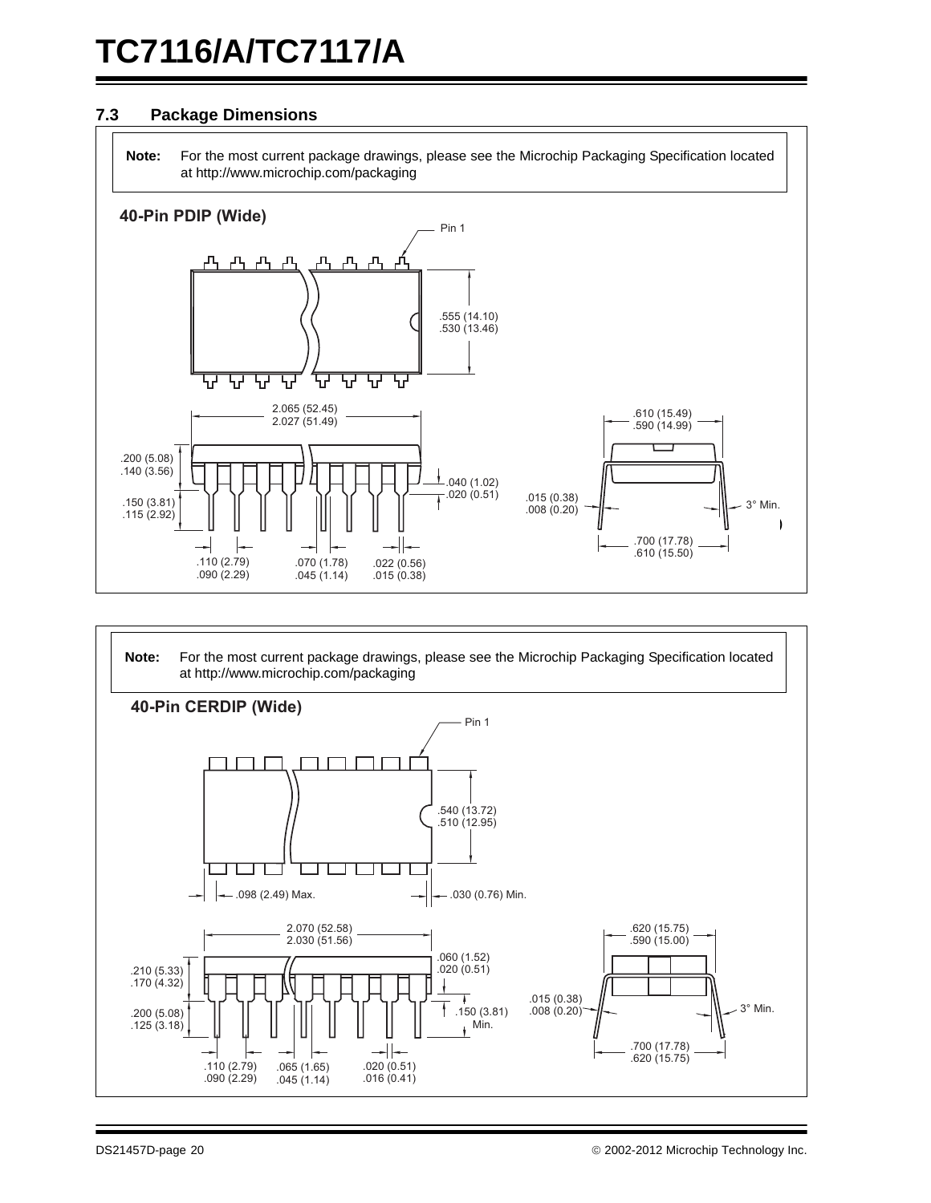### 7.3 Package Dimensions

**Note:** For the most current package drawings, please see the Microchip Packaging Specification located at http://www.microchip.com/packaging

**40-Pin PDIP (Wide)**

Pin 1

.555 (14.10)
.530 (13.46)

2.065 (52.45)
2.027 (51.49)

.610 (15.49)
.590 (14.99)

.200 (5.08)
.140 (3.56)

.040 (1.02)
.020 (0.51)

.150 (3.81)
.115 (2.92)

.015 (0.38)
.008 (0.20)

3° Min.

.700 (17.78)
.610 (15.50)

.110 (2.79)
.090 (2.29)

.070 (1.78)
.045 (1.14)

.022 (0.56)
.015 (0.38)

**Note:** For the most current package drawings, please see the Microchip Packaging Specification located at http://www.microchip.com/packaging

**40-Pin CERDIP (Wide)**

Pin 1

.540 (13.72)
.510 (12.95)

.098 (2.49) Max.

.030 (0.76) Min.

2.070 (52.58)
2.030 (51.56)

.620 (15.75)
.590 (15.00)

.060 (1.52)
.020 (0.51)

.210 (5.33)
.170 (4.32)

.015 (0.38)
.008 (0.20)

.150 (3.81)
Min.

3° Min.

.200 (5.08)
.125 (3.18)

.700 (17.78)
.620 (15.75)

.110 (2.79)
.090 (2.29)

.065 (1.65)
.045 (1.14)

.020 (0.51)
.016 (0.41)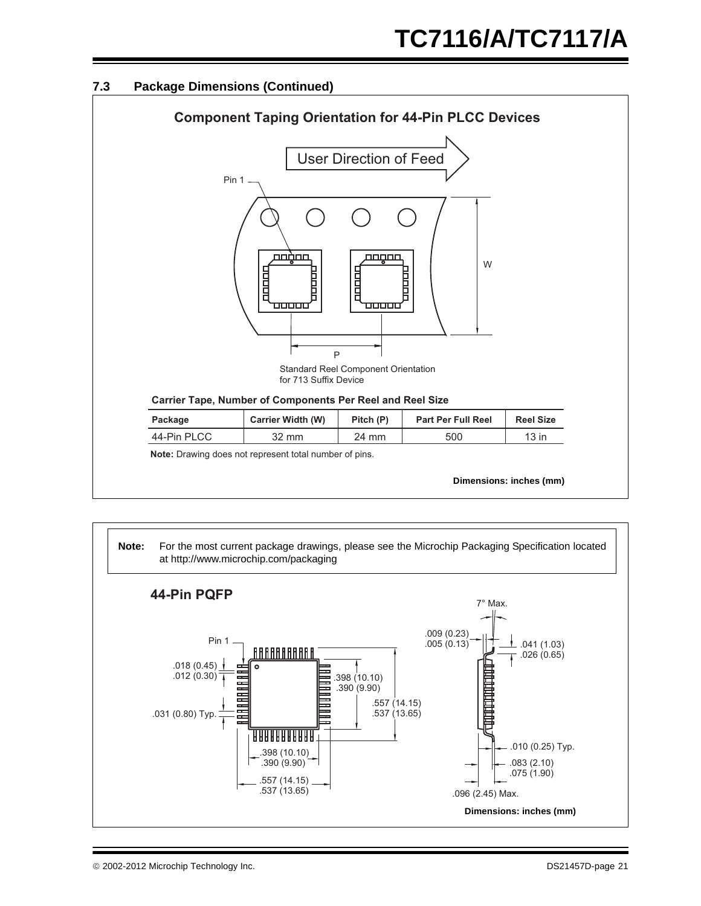### 7.3 Package Dimensions (Continued)

**Component Taping Orientation for 44-Pin PLCC Devices**

User Direction of Feed

Pin 1

W

P

Standard Reel Component Orientation for 713 Suffix Device

**Carrier Tape, Number of Components Per Reel and Reel Size**

| Package | Carrier Width (W) | Pitch (P) | Part Per Full Reel | Reel Size |
|---|---|---|---|---|
| 44-Pin PLCC | 32 mm | 24 mm | 500 | 13 in |

**Note:** Drawing does not represent total number of pins.

**Dimensions: inches (mm)**

**Note:** For the most current package drawings, please see the Microchip Packaging Specification located at http://www.microchip.com/packaging

**44-Pin PQFP**

Pin 1

.018 (0.45)
.012 (0.30)

.031 (0.80) Typ.

.398 (10.10)
.390 (9.90)

.557 (14.15)
.537 (13.65)

.398 (10.10)
.390 (9.90)

.557 (14.15)
.537 (13.65)

7° Max.

.009 (0.23)
.005 (0.13)

.041 (1.03)
.026 (0.65)

.010 (0.25) Typ.

.083 (2.10)
.075 (1.90)

.096 (2.45) Max.

**Dimensions: inches (mm)**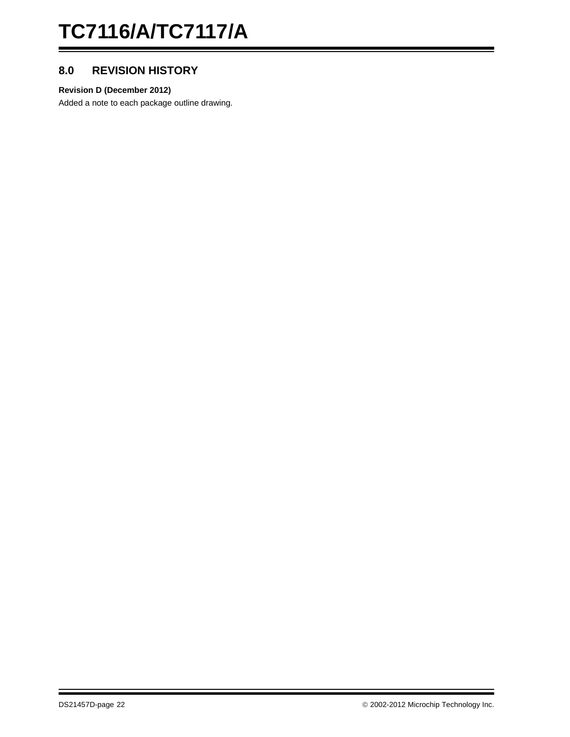## 8.0 REVISION HISTORY

**Revision D (December 2012)**

Added a note to each package outline drawing.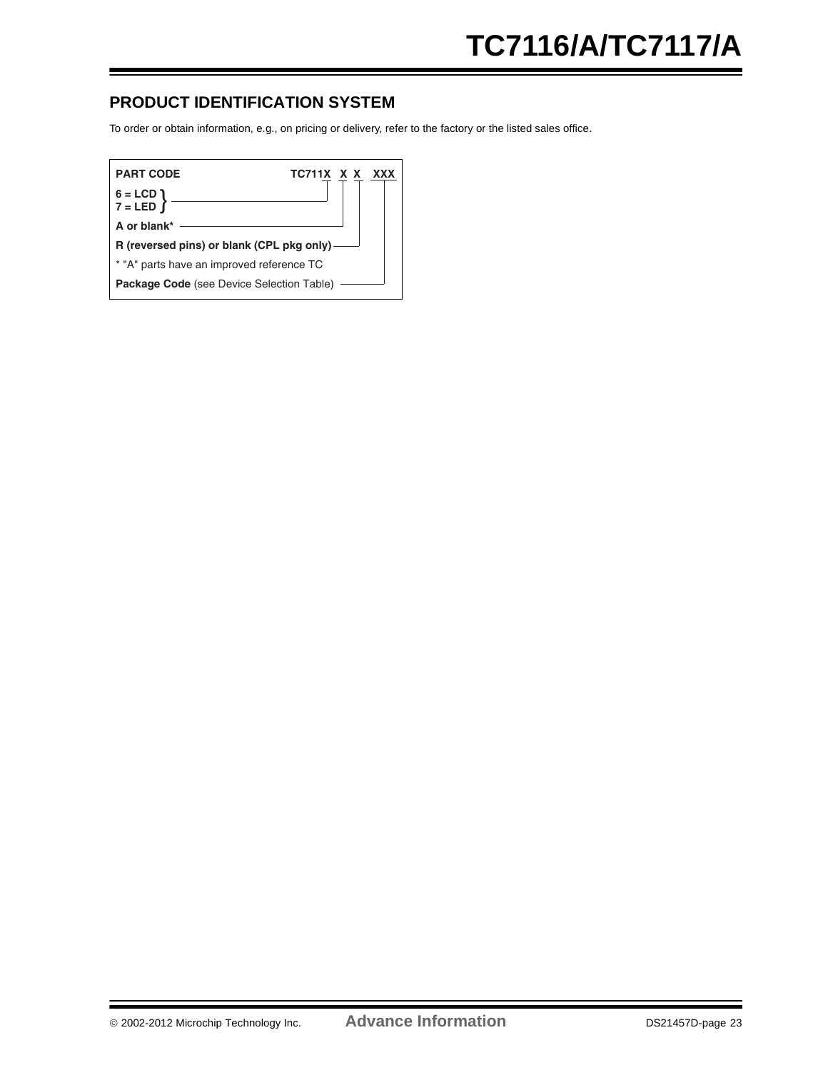## PRODUCT IDENTIFICATION SYSTEM

To order or obtain information, e.g., on pricing or delivery, refer to the factory or the listed sales office.

**PART CODE** **TC711X X X XXX**

**6 = LCD**
**7 = LED**

**A or blank***

**R (reversed pins) or blank (CPL pkg only)**

* "A" parts have an improved reference TC

**Package Code** (see Device Selection Table)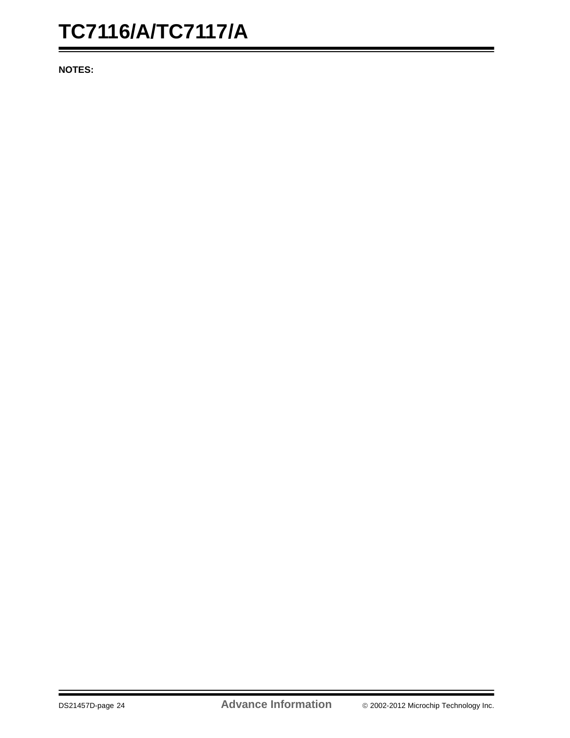**NOTES:**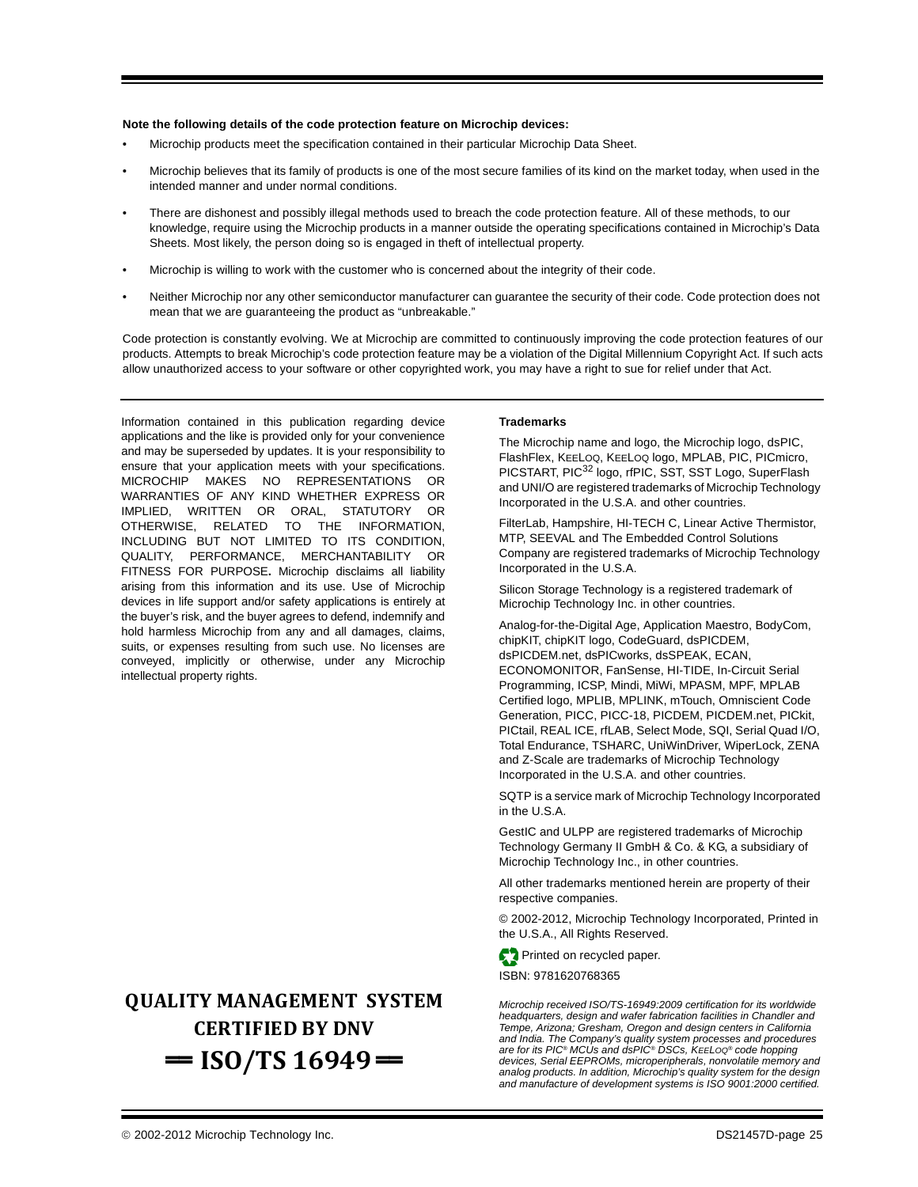**Note the following details of the code protection feature on Microchip devices:**

- Microchip products meet the specification contained in their particular Microchip Data Sheet.
- Microchip believes that its family of products is one of the most secure families of its kind on the market today, when used in the intended manner and under normal conditions.
- There are dishonest and possibly illegal methods used to breach the code protection feature. All of these methods, to our knowledge, require using the Microchip products in a manner outside the operating specifications contained in Microchip's Data Sheets. Most likely, the person doing so is engaged in theft of intellectual property.
- Microchip is willing to work with the customer who is concerned about the integrity of their code.
- Neither Microchip nor any other semiconductor manufacturer can guarantee the security of their code. Code protection does not mean that we are guaranteeing the product as "unbreakable."

Code protection is constantly evolving. We at Microchip are committed to continuously improving the code protection features of our products. Attempts to break Microchip's code protection feature may be a violation of the Digital Millennium Copyright Act. If such acts allow unauthorized access to your software or other copyrighted work, you may have a right to sue for relief under that Act.

---

Information contained in this publication regarding device applications and the like is provided only for your convenience and may be superseded by updates. It is your responsibility to ensure that your application meets with your specifications. MICROCHIP MAKES NO REPRESENTATIONS OR WARRANTIES OF ANY KIND WHETHER EXPRESS OR IMPLIED, WRITTEN OR ORAL, STATUTORY OR OTHERWISE, RELATED TO THE INFORMATION, INCLUDING BUT NOT LIMITED TO ITS CONDITION, QUALITY, PERFORMANCE, MERCHANTABILITY OR FITNESS FOR PURPOSE**.** Microchip disclaims all liability arising from this information and its use. Use of Microchip devices in life support and/or safety applications is entirely at the buyer's risk, and the buyer agrees to defend, indemnify and hold harmless Microchip from any and all damages, claims, suits, or expenses resulting from such use. No licenses are conveyed, implicitly or otherwise, under any Microchip intellectual property rights.

**Trademarks**

The Microchip name and logo, the Microchip logo, dsPIC, FlashFlex, KEELOQ, KEELOQ logo, MPLAB, PIC, PICmicro, PICSTART, PIC[32] logo, rfPIC, SST, SST Logo, SuperFlash and UNI/O are registered trademarks of Microchip Technology Incorporated in the U.S.A. and other countries.

FilterLab, Hampshire, HI-TECH C, Linear Active Thermistor, MTP, SEEVAL and The Embedded Control Solutions Company are registered trademarks of Microchip Technology Incorporated in the U.S.A.

Silicon Storage Technology is a registered trademark of Microchip Technology Inc. in other countries.

Analog-for-the-Digital Age, Application Maestro, BodyCom, chipKIT, chipKIT logo, CodeGuard, dsPICDEM, dsPICDEM.net, dsPICworks, dsSPEAK, ECAN, ECONOMONITOR, FanSense, HI-TIDE, In-Circuit Serial Programming, ICSP, Mindi, MiWi, MPASM, MPF, MPLAB Certified logo, MPLIB, MPLINK, mTouch, Omniscient Code Generation, PICC, PICC-18, PICDEM, PICDEM.net, PICkit, PICtail, REAL ICE, rfLAB, Select Mode, SQI, Serial Quad I/O, Total Endurance, TSHARC, UniWinDriver, WiperLock, ZENA and Z-Scale are trademarks of Microchip Technology Incorporated in the U.S.A. and other countries.

SQTP is a service mark of Microchip Technology Incorporated in the U.S.A.

GestIC and ULPP are registered trademarks of Microchip Technology Germany II GmbH & Co. & KG, a subsidiary of Microchip Technology Inc., in other countries.

All other trademarks mentioned herein are property of their respective companies.

© 2002-2012, Microchip Technology Incorporated, Printed in the U.S.A., All Rights Reserved.

Printed on recycled paper.

ISBN: 9781620768365

**QUALITY MANAGEMENT SYSTEM CERTIFIED BY DNV**

**== ISO/TS 16949 ==**

*Microchip received ISO/TS-16949:2009 certification for its worldwide headquarters, design and wafer fabrication facilities in Chandler and Tempe, Arizona; Gresham, Oregon and design centers in California and India. The Company's quality system processes and procedures are for its PIC® MCUs and dsPIC® DSCs, KEELOQ® code hopping devices, Serial EEPROMs, microperipherals, nonvolatile memory and analog products. In addition, Microchip's quality system for the design and manufacture of development systems is ISO 9001:2000 certified.*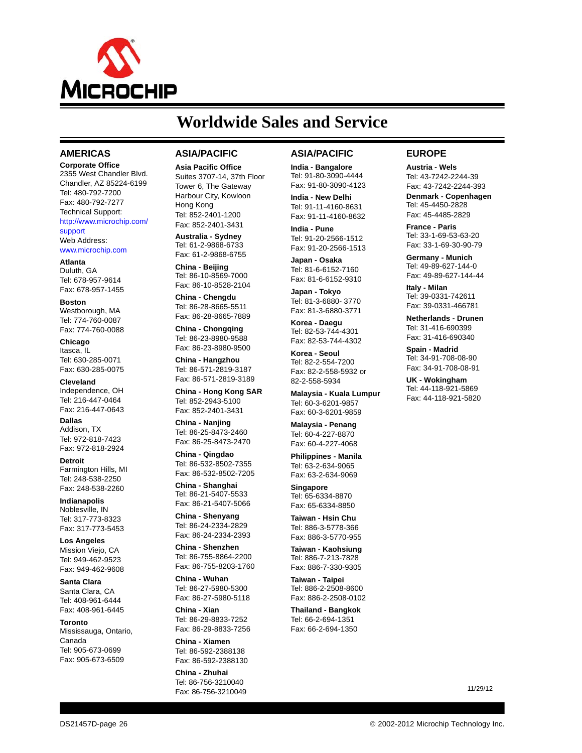# Worldwide Sales and Service

## AMERICAS

**Corporate Office**
2355 West Chandler Blvd.
Chandler, AZ 85224-6199
Tel: 480-792-7200
Fax: 480-792-7277
Technical Support:
http://www.microchip.com/support
Web Address:
www.microchip.com

**Atlanta**
Duluth, GA
Tel: 678-957-9614
Fax: 678-957-1455

**Boston**
Westborough, MA
Tel: 774-760-0087
Fax: 774-760-0088

**Chicago**
Itasca, IL
Tel: 630-285-0071
Fax: 630-285-0075

**Cleveland**
Independence, OH
Tel: 216-447-0464
Fax: 216-447-0643

**Dallas**
Addison, TX
Tel: 972-818-7423
Fax: 972-818-2924

**Detroit**
Farmington Hills, MI
Tel: 248-538-2250
Fax: 248-538-2260

**Indianapolis**
Noblesville, IN
Tel: 317-773-8323
Fax: 317-773-5453

**Los Angeles**
Mission Viejo, CA
Tel: 949-462-9523
Fax: 949-462-9608

**Santa Clara**
Santa Clara, CA
Tel: 408-961-6444
Fax: 408-961-6445

**Toronto**
Mississauga, Ontario, Canada
Tel: 905-673-0699
Fax: 905-673-6509

## ASIA/PACIFIC

**Asia Pacific Office**
Suites 3707-14, 37th Floor
Tower 6, The Gateway
Harbour City, Kowloon
Hong Kong
Tel: 852-2401-1200
Fax: 852-2401-3431

**Australia - Sydney**
Tel: 61-2-9868-6733
Fax: 61-2-9868-6755

**China - Beijing**
Tel: 86-10-8569-7000
Fax: 86-10-8528-2104

**China - Chengdu**
Tel: 86-28-8665-5511
Fax: 86-28-8665-7889

**China - Chongqing**
Tel: 86-23-8980-9588
Fax: 86-23-8980-9500

**China - Hangzhou**
Tel: 86-571-2819-3187
Fax: 86-571-2819-3189

**China - Hong Kong SAR**
Tel: 852-2943-5100
Fax: 852-2401-3431

**China - Nanjing**
Tel: 86-25-8473-2460
Fax: 86-25-8473-2470

**China - Qingdao**
Tel: 86-532-8502-7355
Fax: 86-532-8502-7205

**China - Shanghai**
Tel: 86-21-5407-5533
Fax: 86-21-5407-5066

**China - Shenyang**
Tel: 86-24-2334-2829
Fax: 86-24-2334-2393

**China - Shenzhen**
Tel: 86-755-8864-2200
Fax: 86-755-8203-1760

**China - Wuhan**
Tel: 86-27-5980-5300
Fax: 86-27-5980-5118

**China - Xian**
Tel: 86-29-8833-7252
Fax: 86-29-8833-7256

**China - Xiamen**
Tel: 86-592-2388138
Fax: 86-592-2388130

**China - Zhuhai**
Tel: 86-756-3210040
Fax: 86-756-3210049

## ASIA/PACIFIC

**India - Bangalore**
Tel: 91-80-3090-4444
Fax: 91-80-3090-4123

**India - New Delhi**
Tel: 91-11-4160-8631
Fax: 91-11-4160-8632

**India - Pune**
Tel: 91-20-2566-1512
Fax: 91-20-2566-1513

**Japan - Osaka**
Tel: 81-6-6152-7160
Fax: 81-6-6152-9310

**Japan - Tokyo**
Tel: 81-3-6880- 3770
Fax: 81-3-6880-3771

**Korea - Daegu**
Tel: 82-53-744-4301
Fax: 82-53-744-4302

**Korea - Seoul**
Tel: 82-2-554-7200
Fax: 82-2-558-5932 or 82-2-558-5934

**Malaysia - Kuala Lumpur**
Tel: 60-3-6201-9857
Fax: 60-3-6201-9859

**Malaysia - Penang**
Tel: 60-4-227-8870
Fax: 60-4-227-4068

**Philippines - Manila**
Tel: 63-2-634-9065
Fax: 63-2-634-9069

**Singapore**
Tel: 65-6334-8870
Fax: 65-6334-8850

**Taiwan - Hsin Chu**
Tel: 886-3-5778-366
Fax: 886-3-5770-955

**Taiwan - Kaohsiung**
Tel: 886-7-213-7828
Fax: 886-7-330-9305

**Taiwan - Taipei**
Tel: 886-2-2508-8600
Fax: 886-2-2508-0102

**Thailand - Bangkok**
Tel: 66-2-694-1351
Fax: 66-2-694-1350

## EUROPE

**Austria - Wels**
Tel: 43-7242-2244-39
Fax: 43-7242-2244-393

**Denmark - Copenhagen**
Tel: 45-4450-2828
Fax: 45-4485-2829

**France - Paris**
Tel: 33-1-69-53-63-20
Fax: 33-1-69-30-90-79

**Germany - Munich**
Tel: 49-89-627-144-0
Fax: 49-89-627-144-44

**Italy - Milan**
Tel: 39-0331-742611
Fax: 39-0331-466781

**Netherlands - Drunen**
Tel: 31-416-690399
Fax: 31-416-690340

**Spain - Madrid**
Tel: 34-91-708-08-90
Fax: 34-91-708-08-91

**UK - Wokingham**
Tel: 44-118-921-5869
Fax: 44-118-921-5820

11/29/12